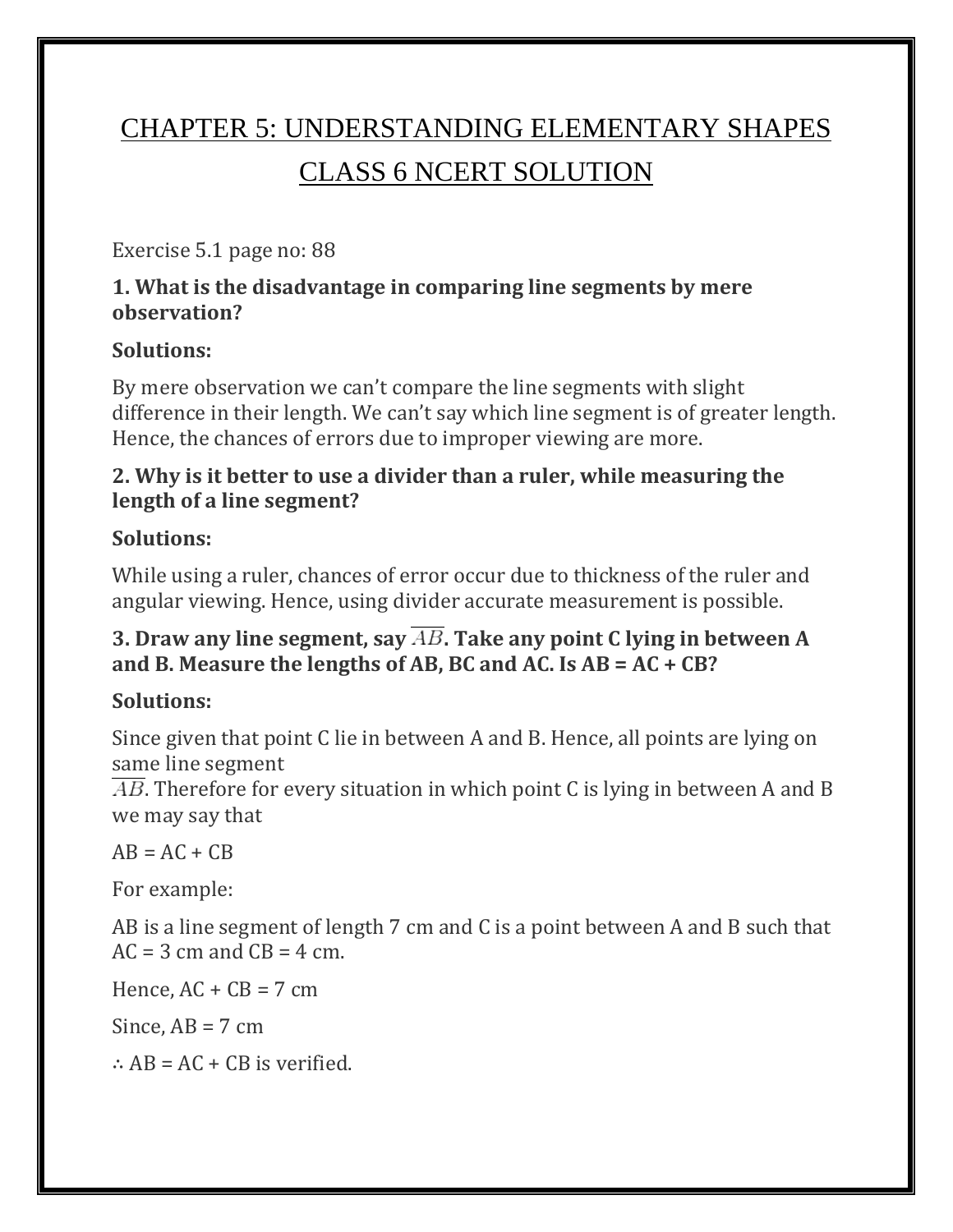# CHAPTER 5: UNDERSTANDING ELEMENTARY SHAPES CLASS 6 NCERT SOLUTION

Exercise 5.1 page no: 88

**1. What is the disadvantage in comparing line segments by mere observation?**

**Solutions:**

By mere observation we can't compare the line segments with slight difference in their length. We can't say which line segment is of greater length. Hence, the chances of errors due to improper viewing are more.

**2. Why is it better to use a divider than a ruler, while measuring the length of a line segment?**

**Solutions:**

While using a ruler, chances of error occur due to thickness of the ruler and angular viewing. Hence, using divider accurate measurement is possible.

**3. Draw any line segment, say $\overline{AB}$. Take any point C lying in between A and B. Measure the lengths of AB, BC and AC. Is AB = AC + CB?**

**Solutions:**

Since given that point C lie in between A and B. Hence, all points are lying on same line segment $\overline{AB}$. Therefore for every situation in which point C is lying in between A and B we may say that

AB = AC + CB

For example:

AB is a line segment of length 7 cm and C is a point between A and B such that AC = 3 cm and CB = 4 cm.

Hence, AC + CB = 7 cm

Since, AB = 7 cm

$\therefore$ AB = AC + CB is verified.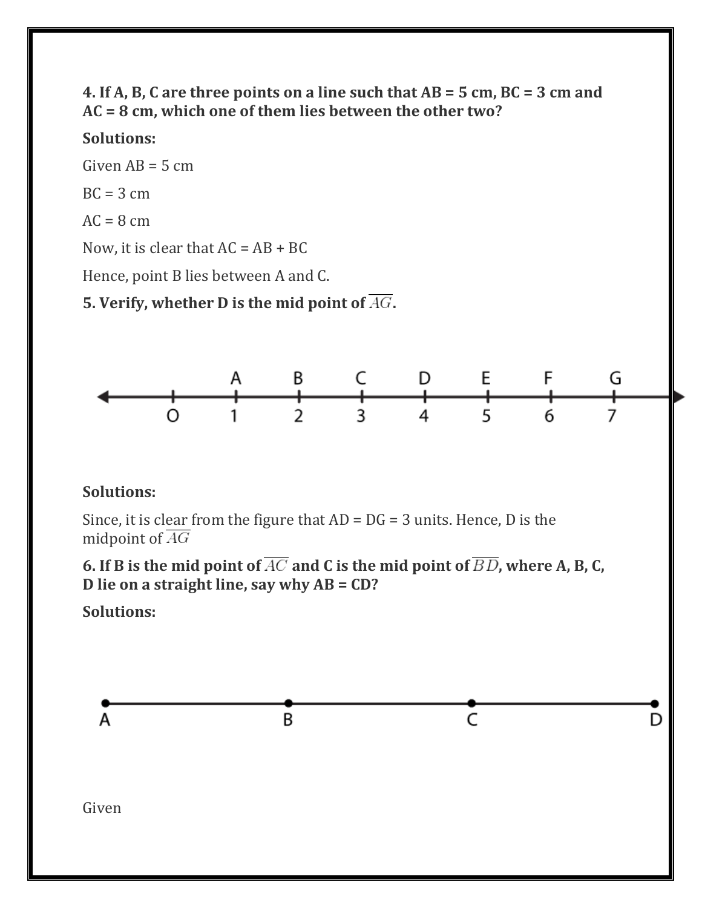**4. If A, B, C are three points on a line such that AB = 5 cm, BC = 3 cm and AC = 8 cm, which one of them lies between the other two?**

**Solutions:**

Given AB = 5 cm

BC = 3 cm

AC = 8 cm

Now, it is clear that AC = AB + BC

Hence, point B lies between A and C.

**5. Verify, whether D is the mid point of $\overline{AG}$.**

**Solutions:**

Since, it is clear from the figure that AD = DG = 3 units. Hence, D is the midpoint of $\overline{AG}$

**6. If B is the mid point of $\overline{AC}$ and C is the mid point of $\overline{BD}$, where A, B, C, D lie on a straight line, say why AB = CD?**

**Solutions:**

Given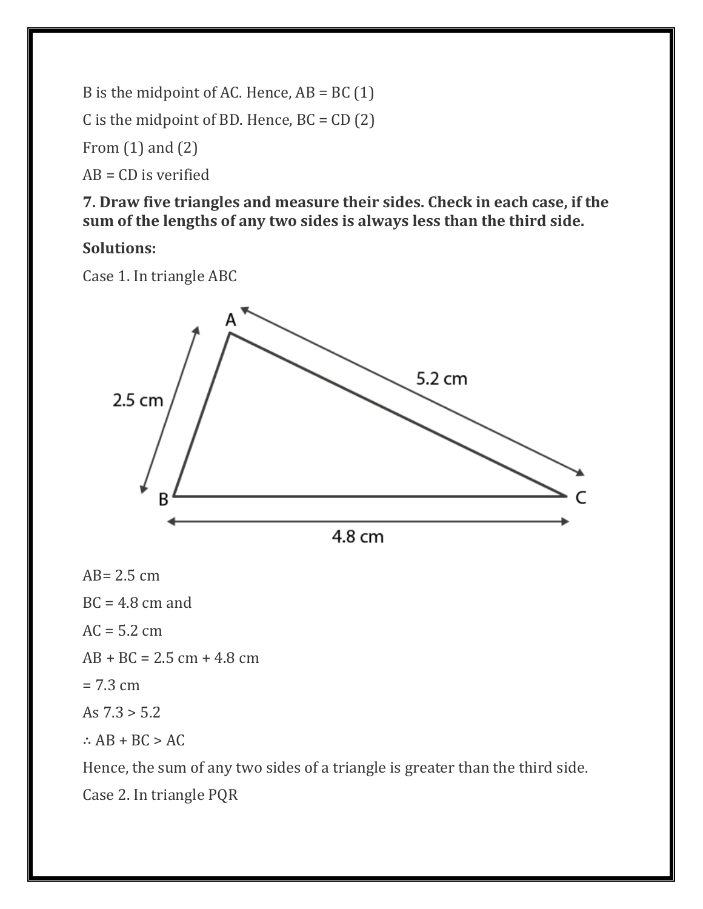B is the midpoint of AC. Hence, AB = BC (1)

C is the midpoint of BD. Hence, BC = CD (2)

From (1) and (2)

AB = CD is verified

**7. Draw five triangles and measure their sides. Check in each case, if the sum of the lengths of any two sides is always less than the third side.**

**Solutions:**

Case 1. In triangle ABC

AB= 2.5 cm

BC = 4.8 cm and

AC = 5.2 cm

AB + BC = 2.5 cm + 4.8 cm

= 7.3 cm

As 7.3 > 5.2

∴ AB + BC > AC

Hence, the sum of any two sides of a triangle is greater than the third side.

Case 2. In triangle PQR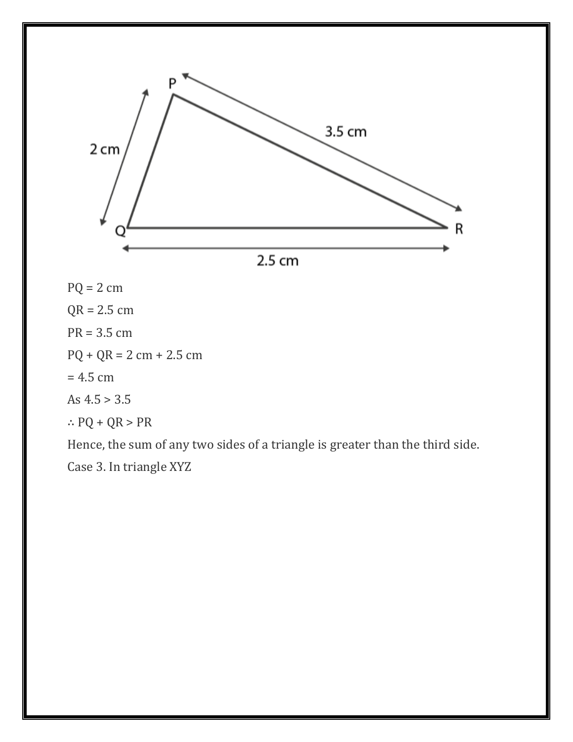PQ = 2 cm

QR = 2.5 cm

PR = 3.5 cm

PQ + QR = 2 cm + 2.5 cm

= 4.5 cm

As 4.5 > 3.5

∴ PQ + QR > PR

Hence, the sum of any two sides of a triangle is greater than the third side.

Case 3. In triangle XYZ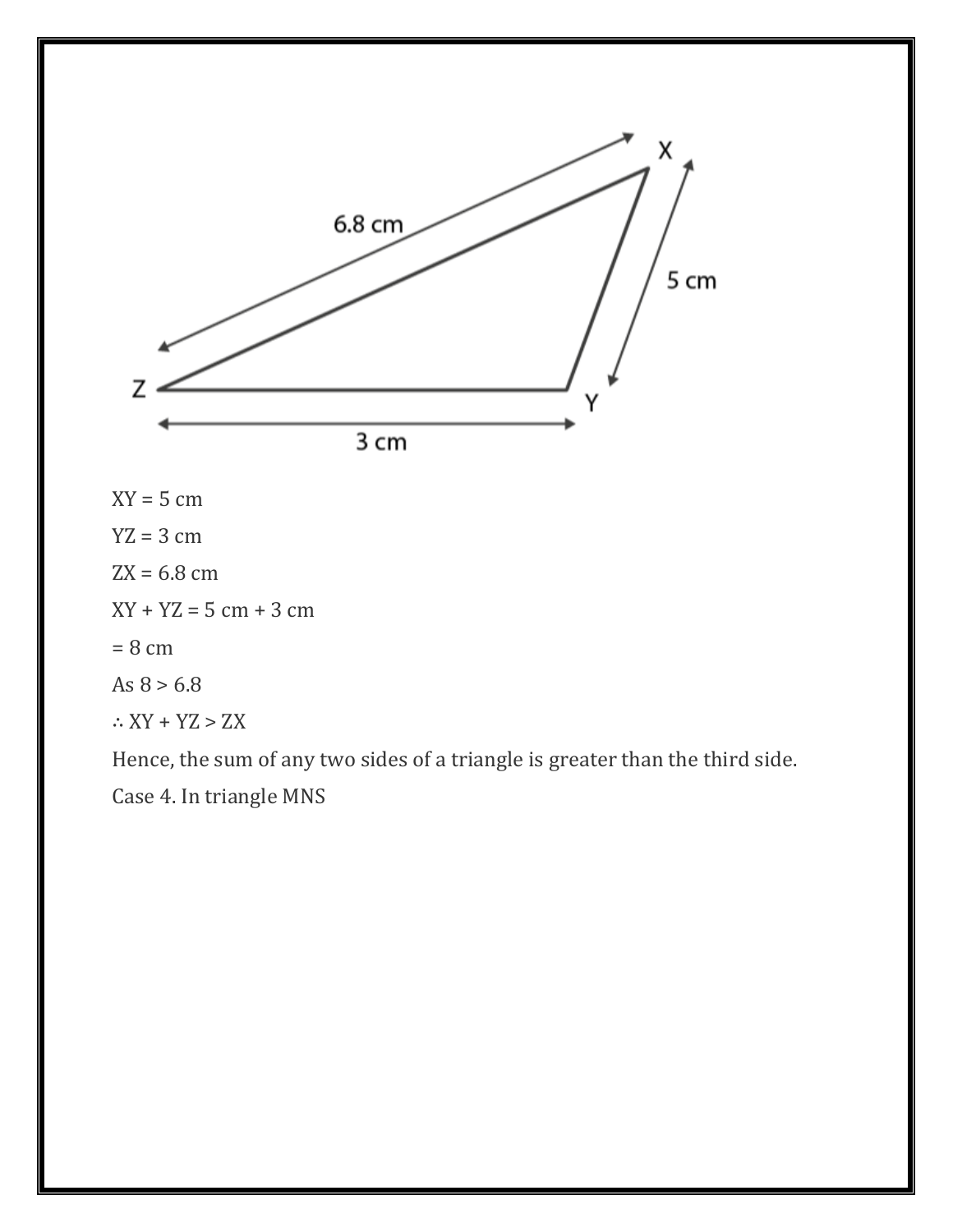XY = 5 cm

YZ = 3 cm

ZX = 6.8 cm

XY + YZ = 5 cm + 3 cm

= 8 cm

As 8 > 6.8

∴ XY + YZ > ZX

Hence, the sum of any two sides of a triangle is greater than the third side.

Case 4. In triangle MNS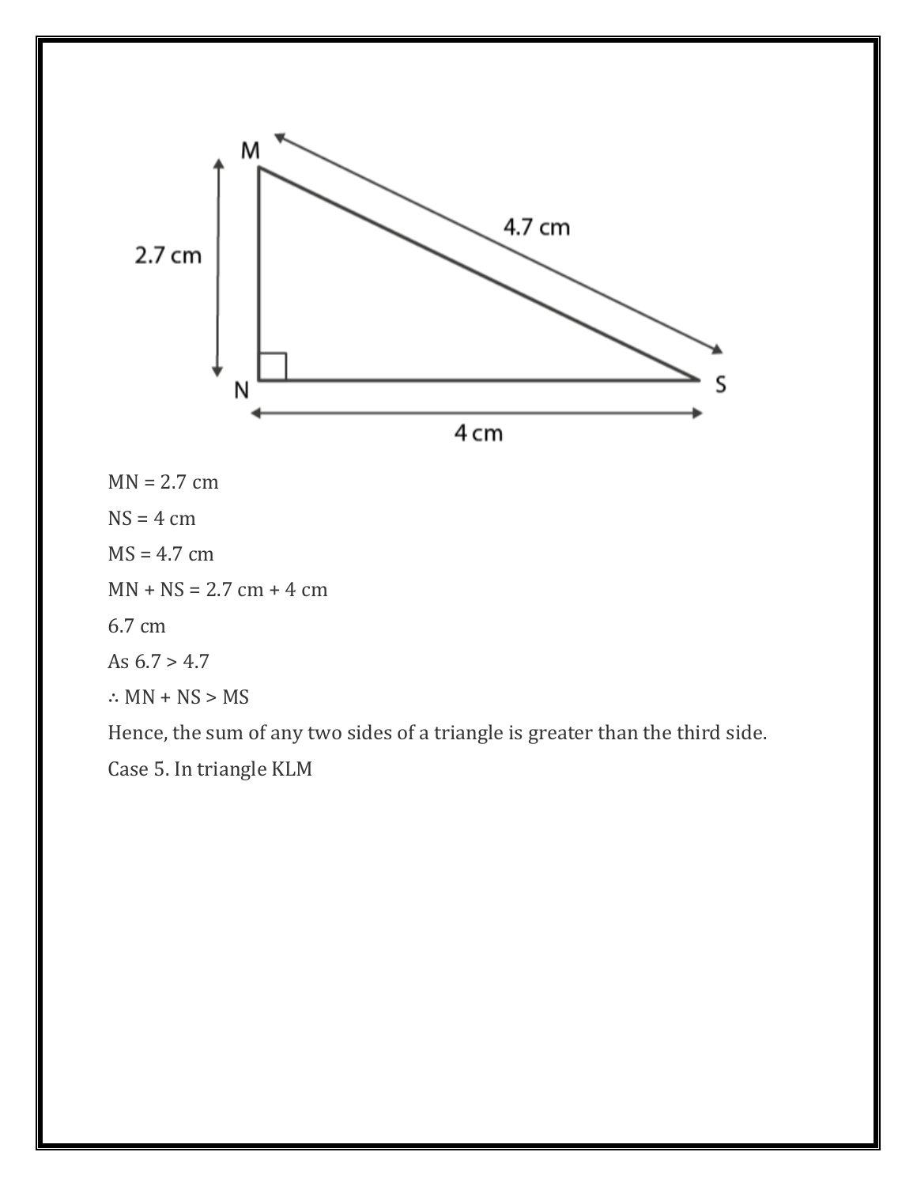MN = 2.7 cm

NS = 4 cm

MS = 4.7 cm

MN + NS = 2.7 cm + 4 cm

6.7 cm

As 6.7 > 4.7

∴ MN + NS > MS

Hence, the sum of any two sides of a triangle is greater than the third side.

Case 5. In triangle KLM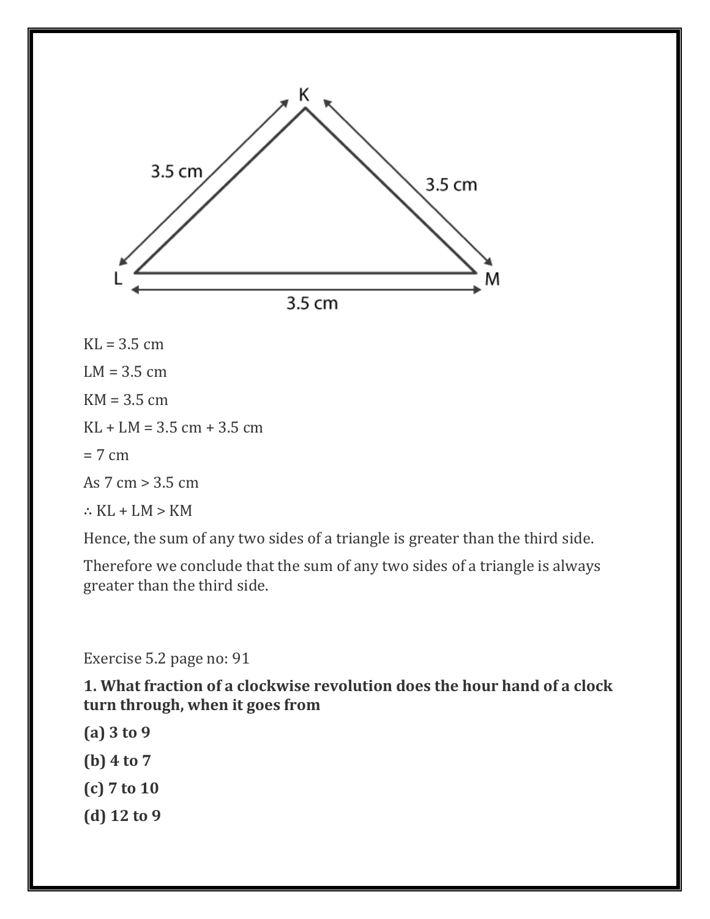KL = 3.5 cm

LM = 3.5 cm

KM = 3.5 cm

KL + LM = 3.5 cm + 3.5 cm

= 7 cm

As 7 cm > 3.5 cm

∴ KL + LM > KM

Hence, the sum of any two sides of a triangle is greater than the third side.

Therefore we conclude that the sum of any two sides of a triangle is always greater than the third side.

Exercise 5.2 page no: 91

**1. What fraction of a clockwise revolution does the hour hand of a clock turn through, when it goes from**

**(a) 3 to 9**

**(b) 4 to 7**

**(c) 7 to 10**

**(d) 12 to 9**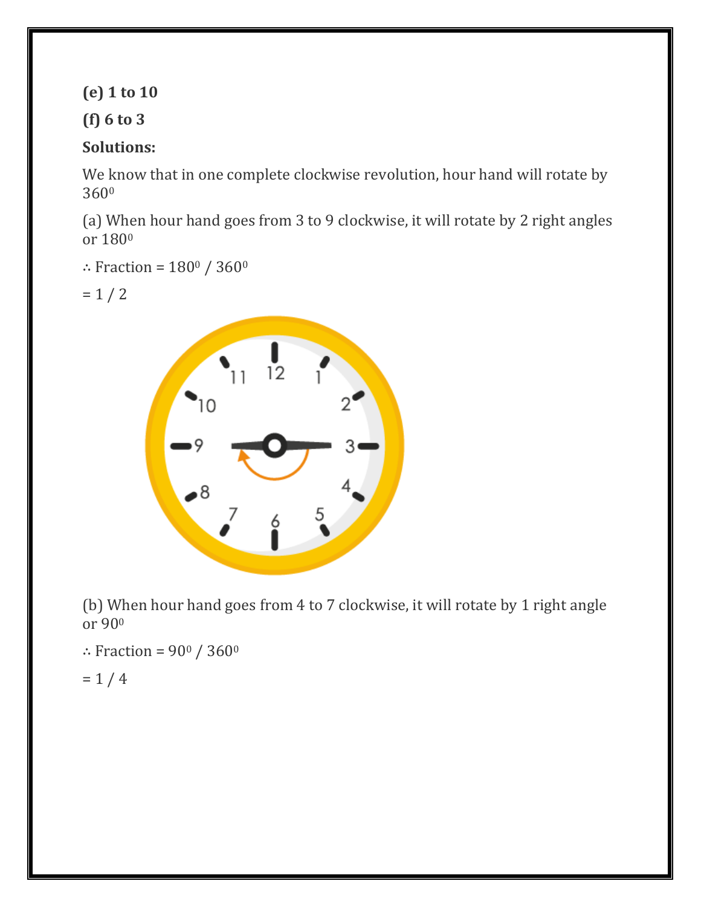**(e) 1 to 10**

**(f) 6 to 3**

**Solutions:**

We know that in one complete clockwise revolution, hour hand will rotate by $360^0$

(a) When hour hand goes from 3 to 9 clockwise, it will rotate by 2 right angles or $180^0$

$\therefore$ Fraction = $180^0 / 360^0$

= 1 / 2

(b) When hour hand goes from 4 to 7 clockwise, it will rotate by 1 right angle or $90^0$

$\therefore$ Fraction = $90^0 / 360^0$

= 1 / 4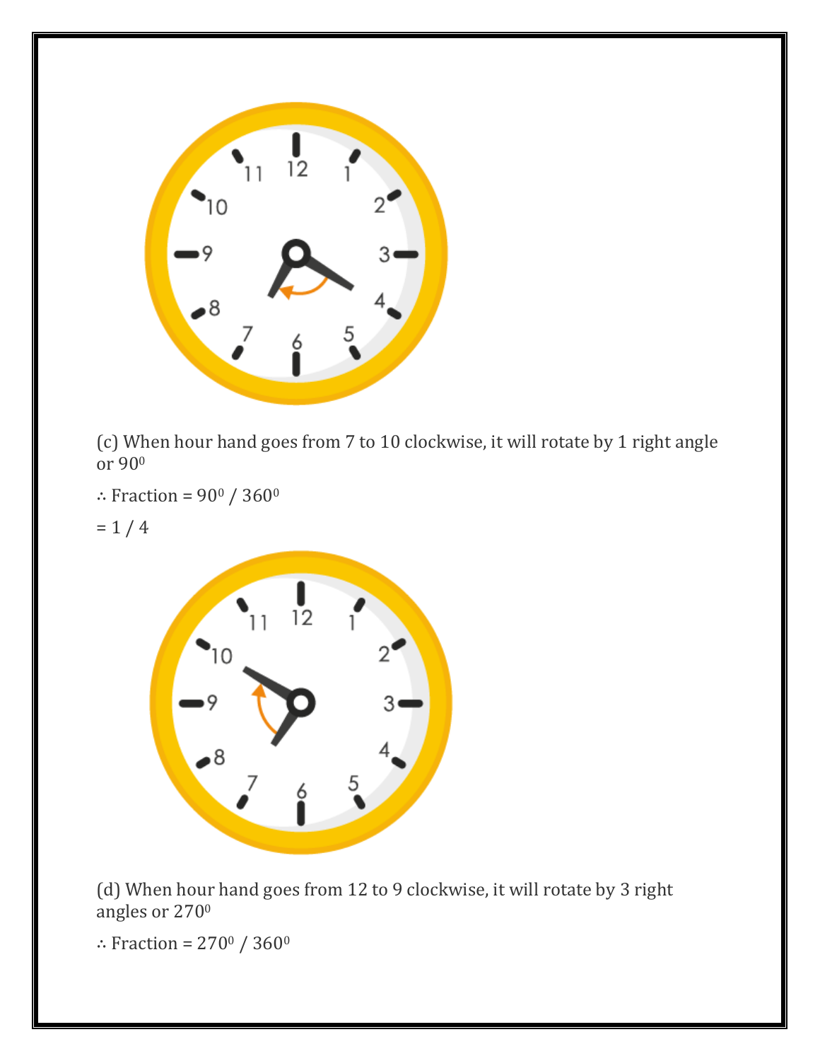(c) When hour hand goes from 7 to 10 clockwise, it will rotate by 1 right angle or $90^0$

$\therefore$ Fraction = $90^0 / 360^0$

= 1 / 4

(d) When hour hand goes from 12 to 9 clockwise, it will rotate by 3 right angles or $270^0$

$\therefore$ Fraction = $270^0 / 360^0$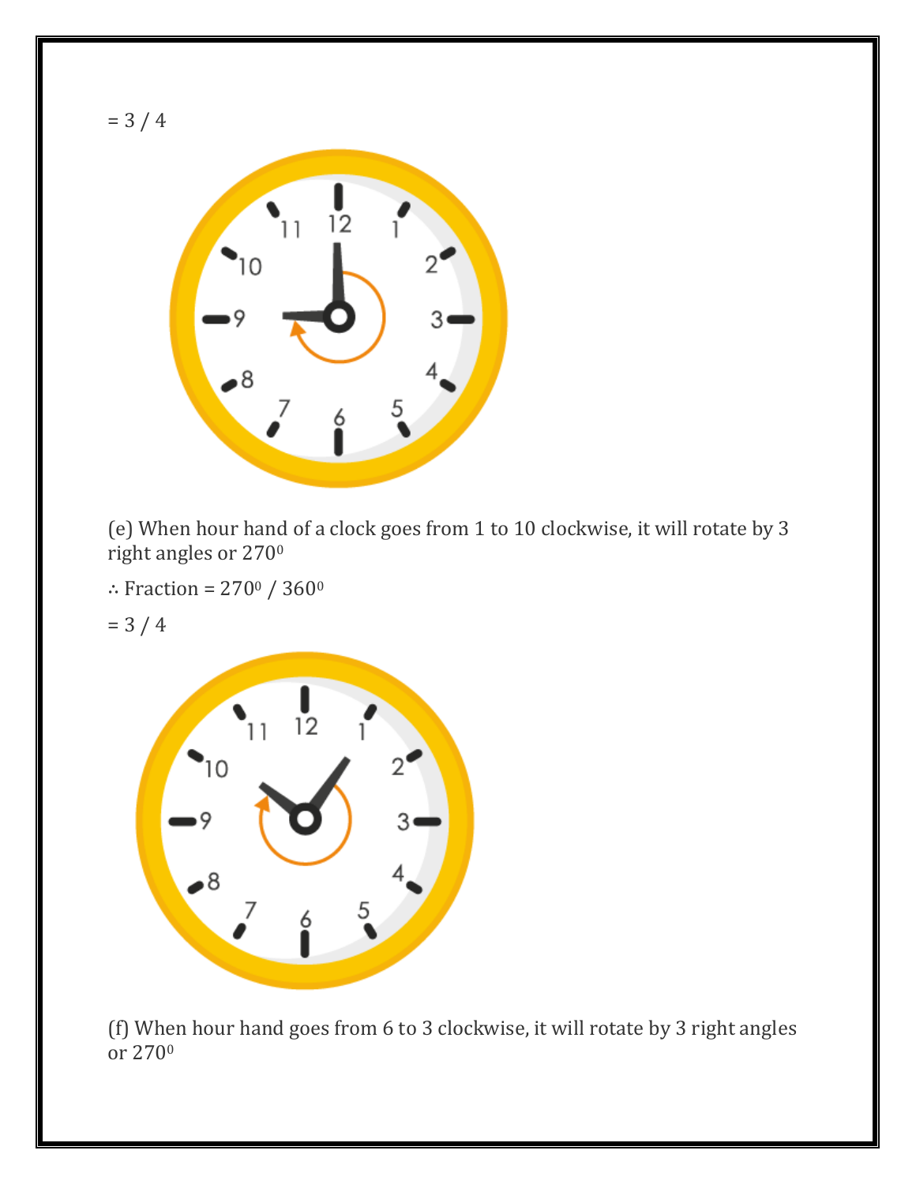= 3 / 4

(e) When hour hand of a clock goes from 1 to 10 clockwise, it will rotate by 3 right angles or $270^0$

∴ Fraction = $270^0 / 360^0$

= 3 / 4

(f) When hour hand goes from 6 to 3 clockwise, it will rotate by 3 right angles or $270^0$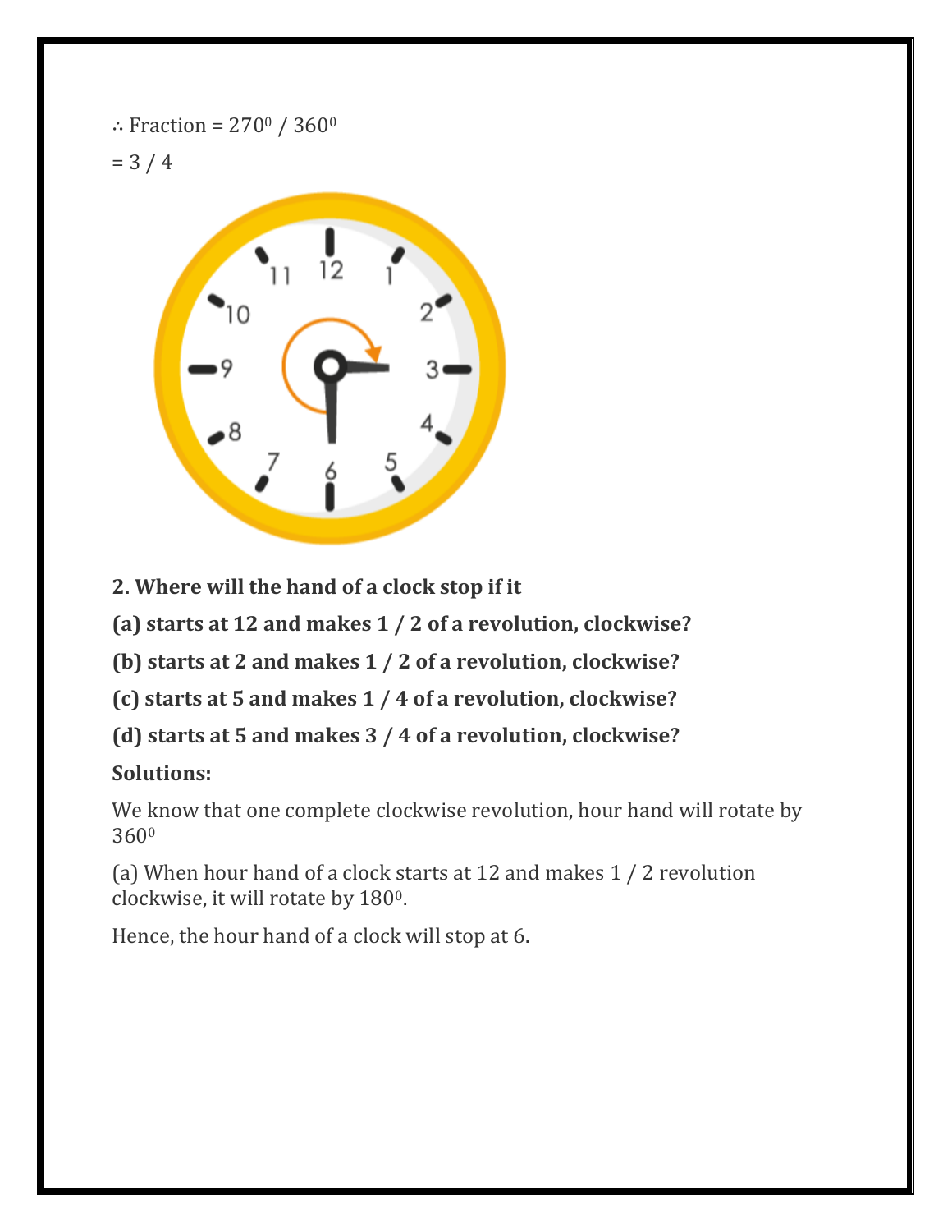$\therefore$ Fraction = $270^0 / 360^0$

= 3 / 4

**2. Where will the hand of a clock stop if it**

**(a) starts at 12 and makes 1 / 2 of a revolution, clockwise?**

**(b) starts at 2 and makes 1 / 2 of a revolution, clockwise?**

**(c) starts at 5 and makes 1 / 4 of a revolution, clockwise?**

**(d) starts at 5 and makes 3 / 4 of a revolution, clockwise?**

**Solutions:**

We know that one complete clockwise revolution, hour hand will rotate by $360^0$

(a) When hour hand of a clock starts at 12 and makes 1 / 2 revolution clockwise, it will rotate by $180^0$.

Hence, the hour hand of a clock will stop at 6.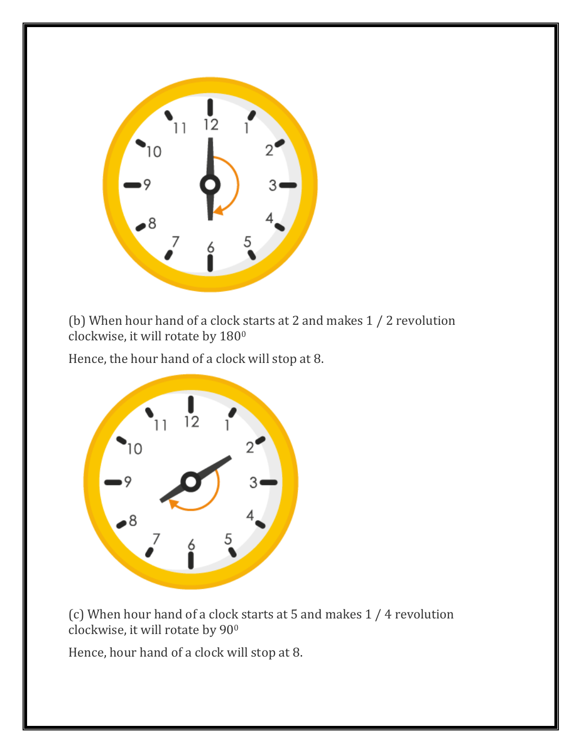(b) When hour hand of a clock starts at 2 and makes 1 / 2 revolution clockwise, it will rotate by $180^0$

Hence, the hour hand of a clock will stop at 8.

(c) When hour hand of a clock starts at 5 and makes 1 / 4 revolution clockwise, it will rotate by $90^0$

Hence, hour hand of a clock will stop at 8.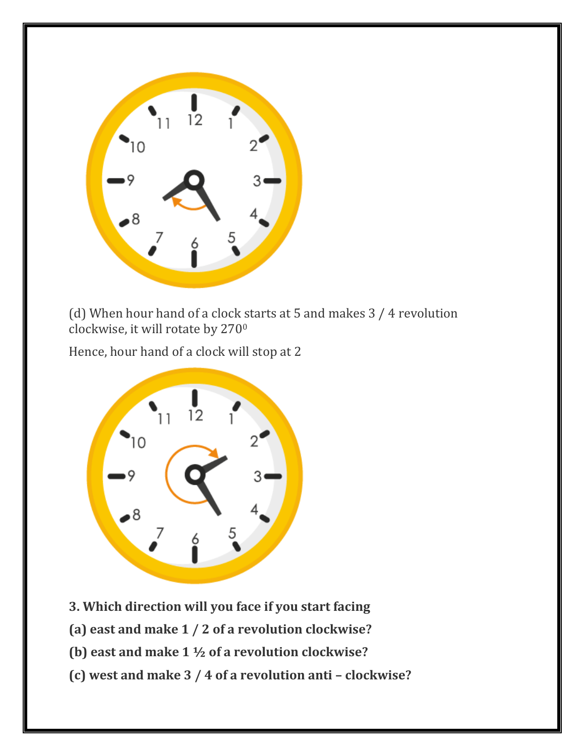(d) When hour hand of a clock starts at 5 and makes 3 / 4 revolution clockwise, it will rotate by $270^0$

Hence, hour hand of a clock will stop at 2

**3. Which direction will you face if you start facing**

**(a) east and make 1 / 2 of a revolution clockwise?**

**(b) east and make 1 ½ of a revolution clockwise?**

**(c) west and make 3 / 4 of a revolution anti – clockwise?**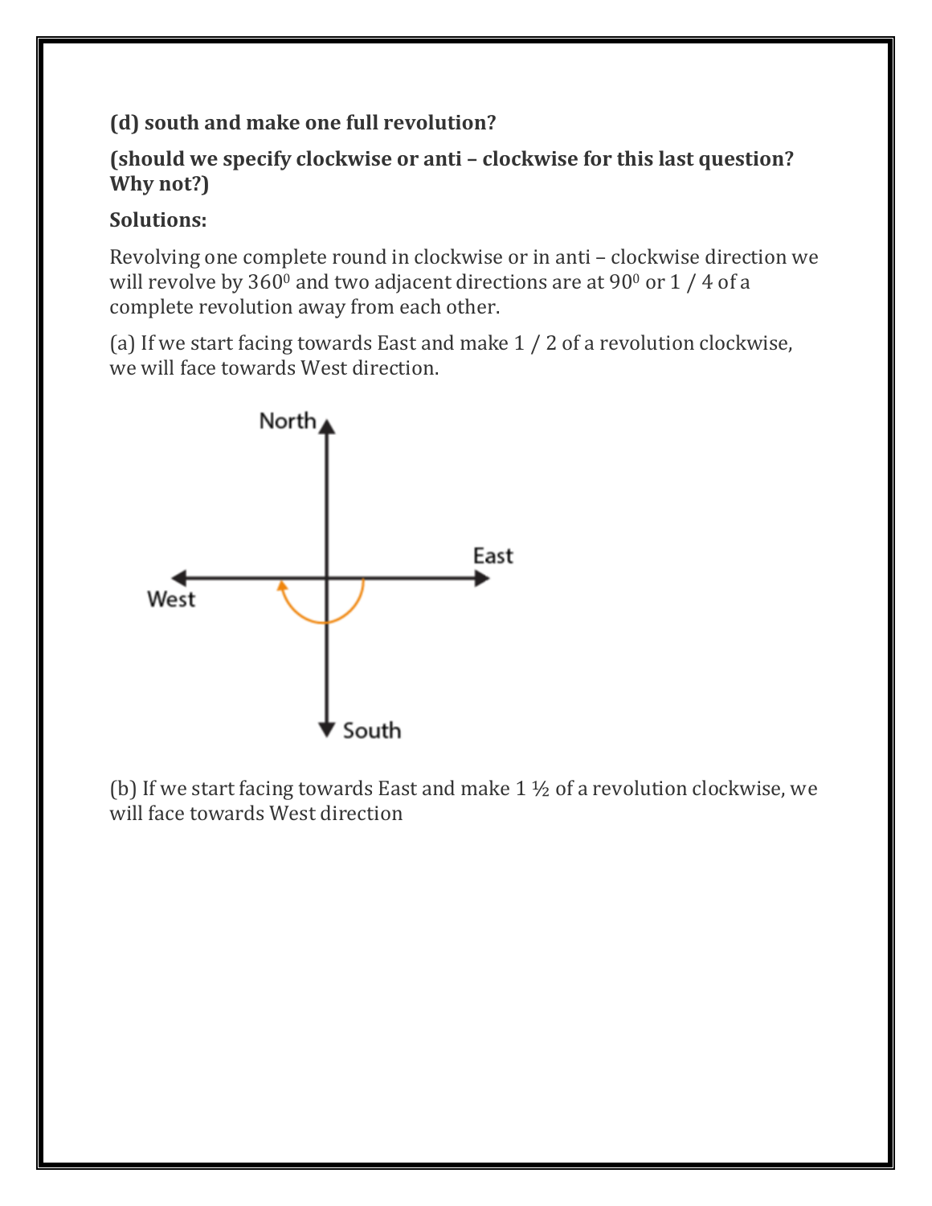**(d) south and make one full revolution?**

**(should we specify clockwise or anti – clockwise for this last question? Why not?)**

**Solutions:**

Revolving one complete round in clockwise or in anti – clockwise direction we will revolve by $360^0$ and two adjacent directions are at $90^0$ or 1 / 4 of a complete revolution away from each other.

(a) If we start facing towards East and make 1 / 2 of a revolution clockwise, we will face towards West direction.

(b) If we start facing towards East and make 1 ½ of a revolution clockwise, we will face towards West direction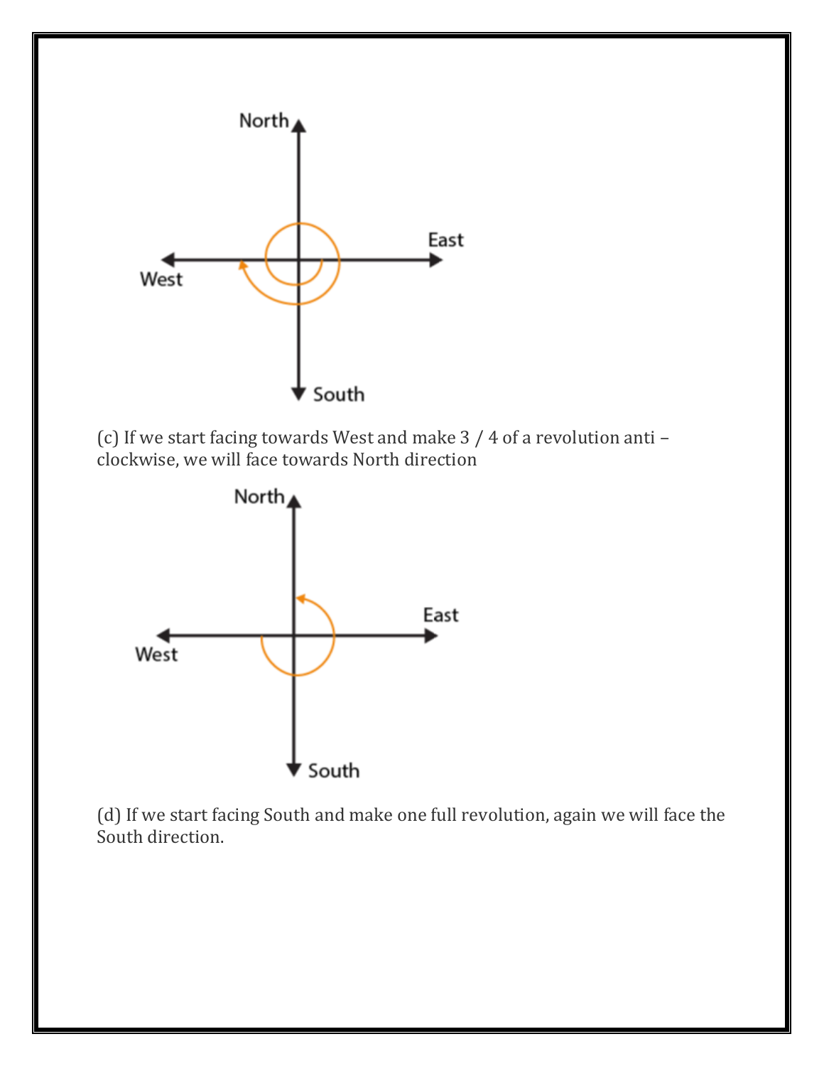(c) If we start facing towards West and make 3 / 4 of a revolution anti – clockwise, we will face towards North direction

(d) If we start facing South and make one full revolution, again we will face the South direction.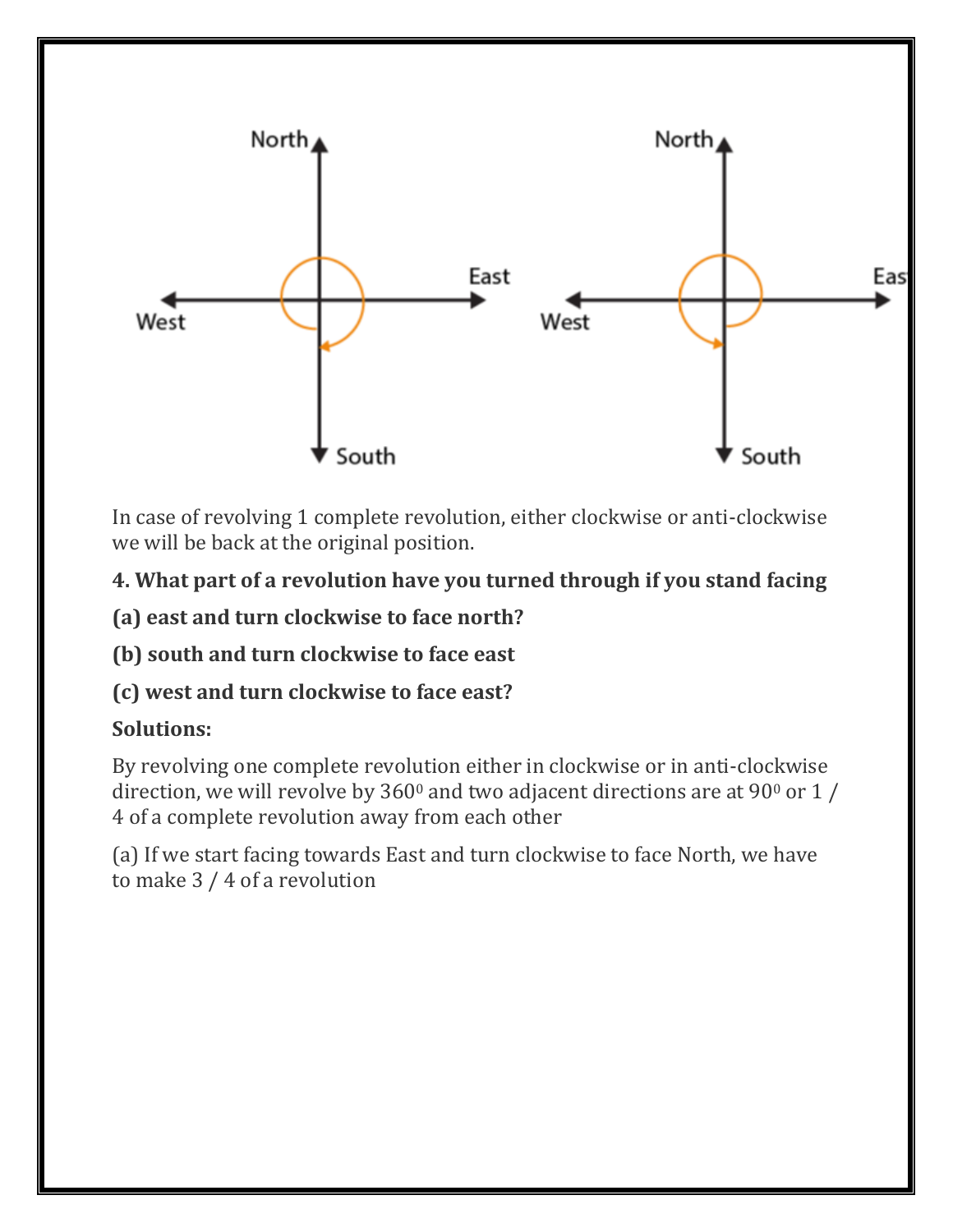In case of revolving 1 complete revolution, either clockwise or anti-clockwise we will be back at the original position.

**4. What part of a revolution have you turned through if you stand facing**

**(a) east and turn clockwise to face north?**

**(b) south and turn clockwise to face east**

**(c) west and turn clockwise to face east?**

**Solutions:**

By revolving one complete revolution either in clockwise or in anti-clockwise direction, we will revolve by $360^0$ and two adjacent directions are at $90^0$ or 1 / 4 of a complete revolution away from each other

(a) If we start facing towards East and turn clockwise to face North, we have to make 3 / 4 of a revolution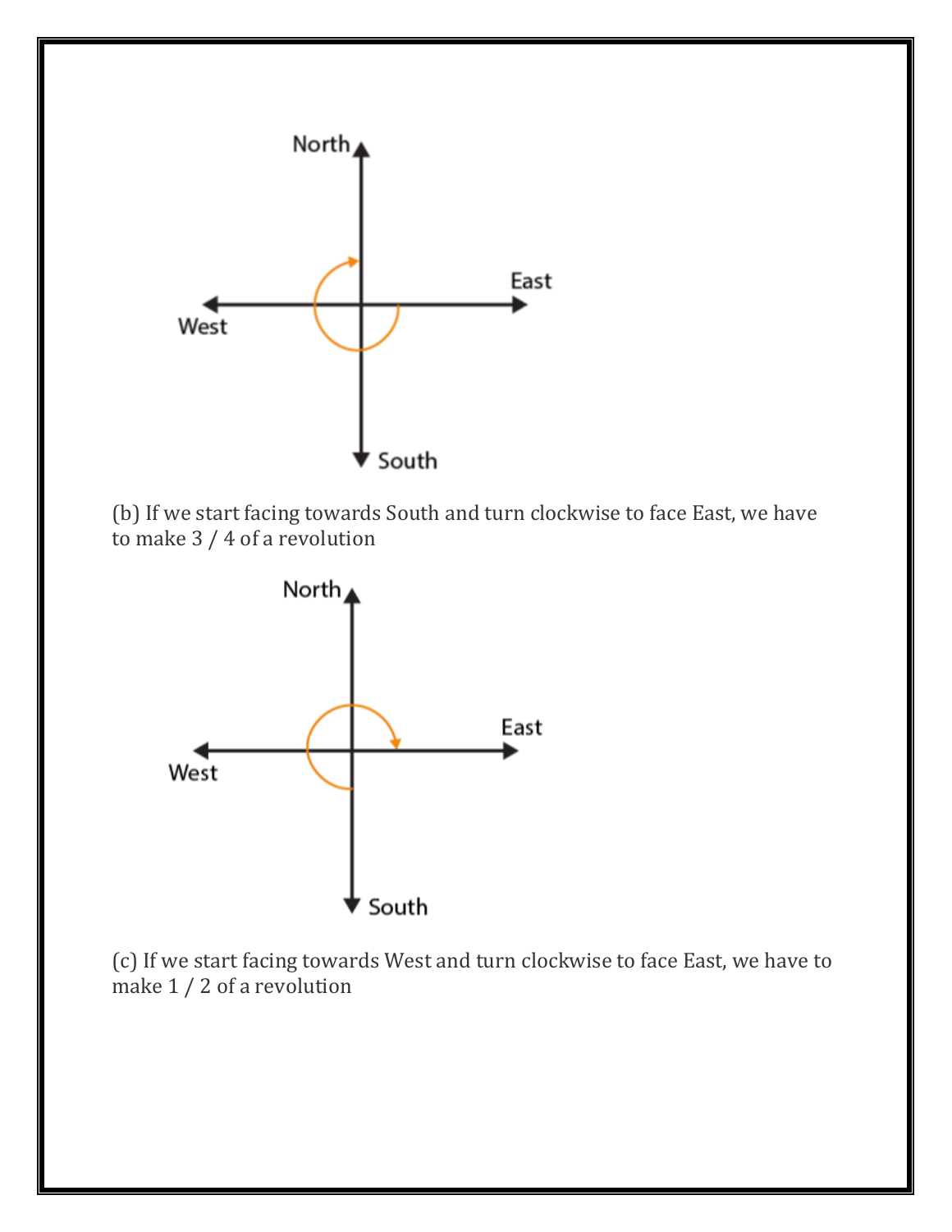(b) If we start facing towards South and turn clockwise to face East, we have to make 3 / 4 of a revolution

(c) If we start facing towards West and turn clockwise to face East, we have to make 1 / 2 of a revolution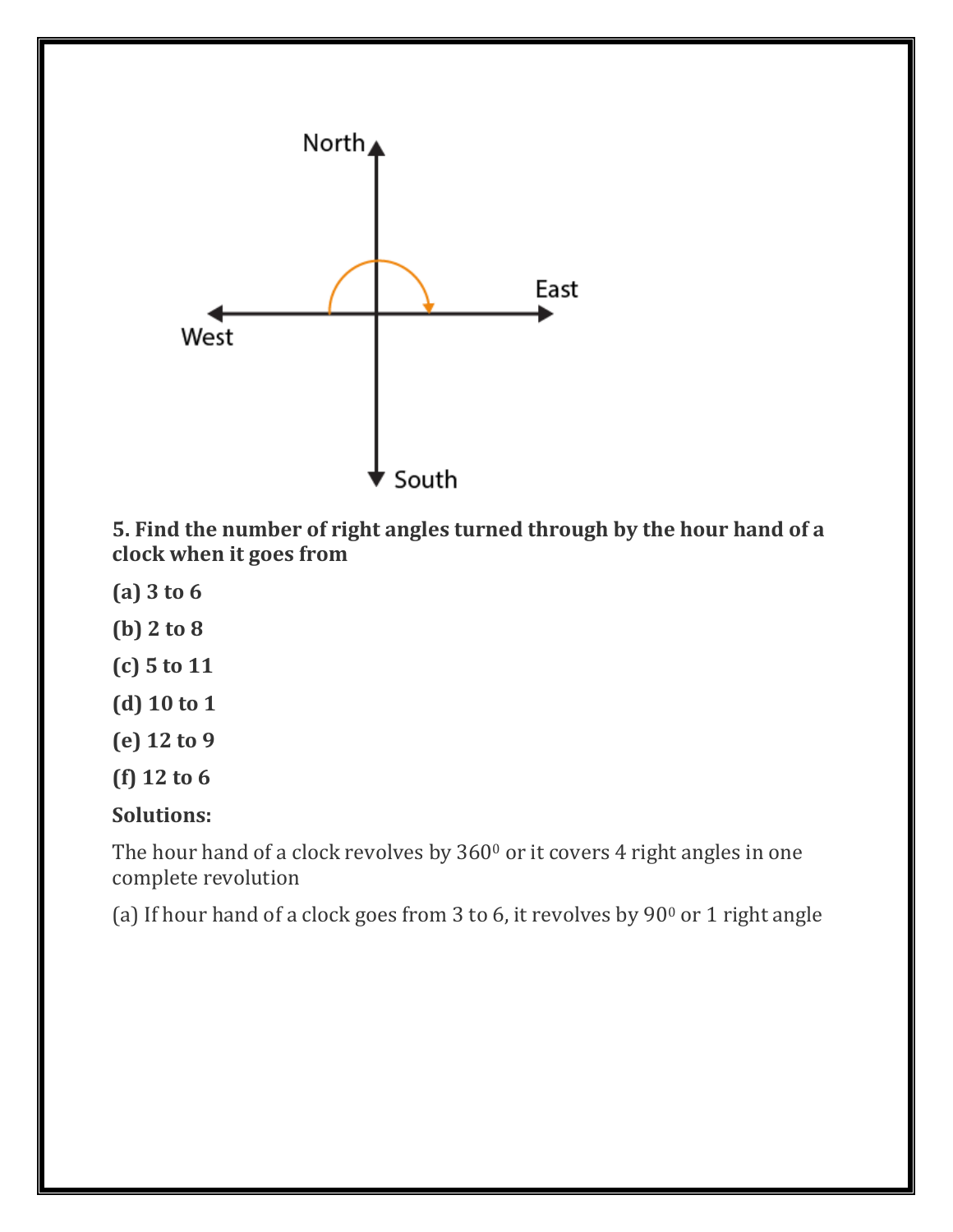**5. Find the number of right angles turned through by the hour hand of a clock when it goes from**

**(a) 3 to 6**

**(b) 2 to 8**

**(c) 5 to 11**

**(d) 10 to 1**

**(e) 12 to 9**

**(f) 12 to 6**

**Solutions:**

The hour hand of a clock revolves by $360^0$ or it covers 4 right angles in one complete revolution

(a) If hour hand of a clock goes from 3 to 6, it revolves by $90^0$ or 1 right angle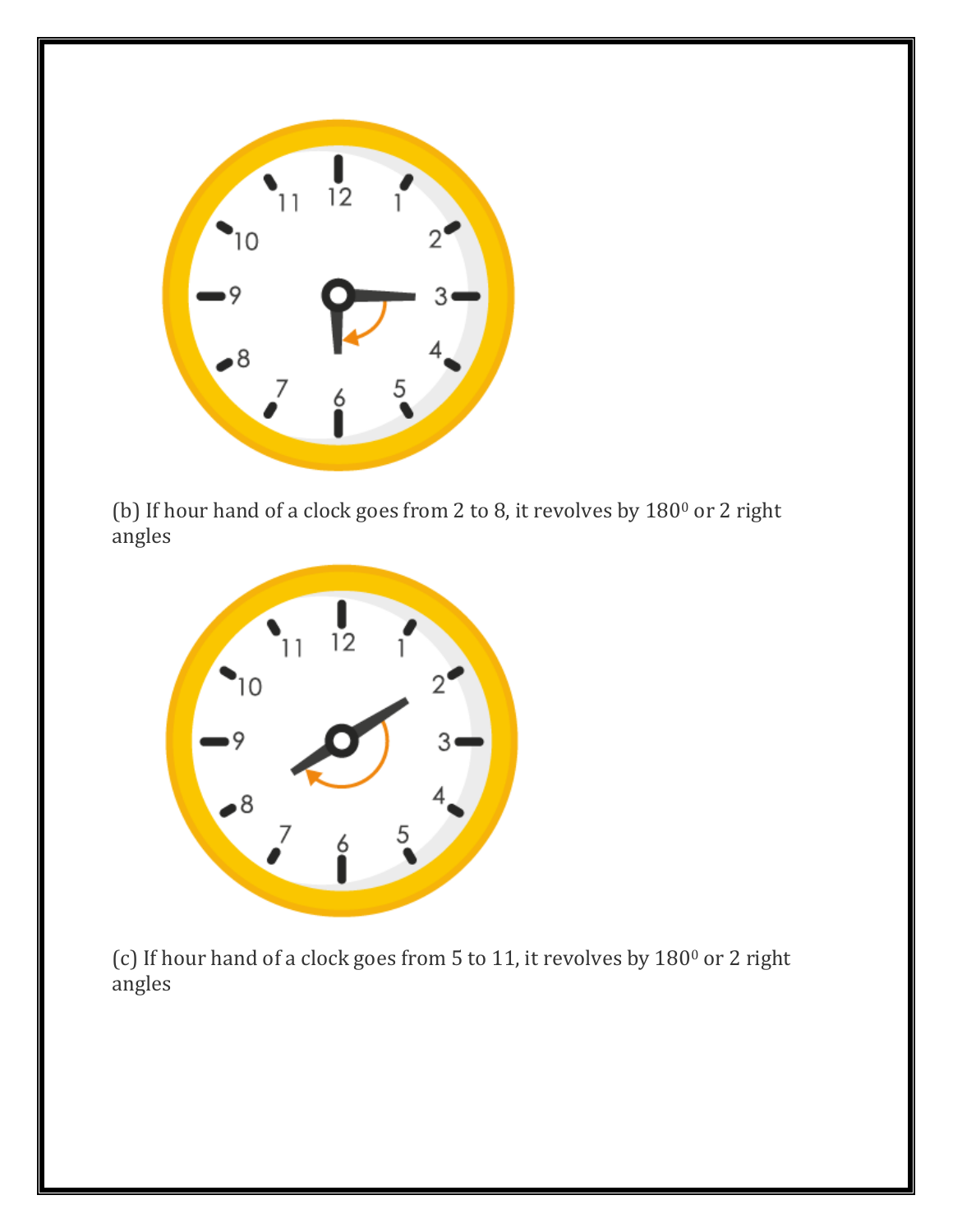(b) If hour hand of a clock goes from 2 to 8, it revolves by $180^0$ or 2 right angles

(c) If hour hand of a clock goes from 5 to 11, it revolves by $180^0$ or 2 right angles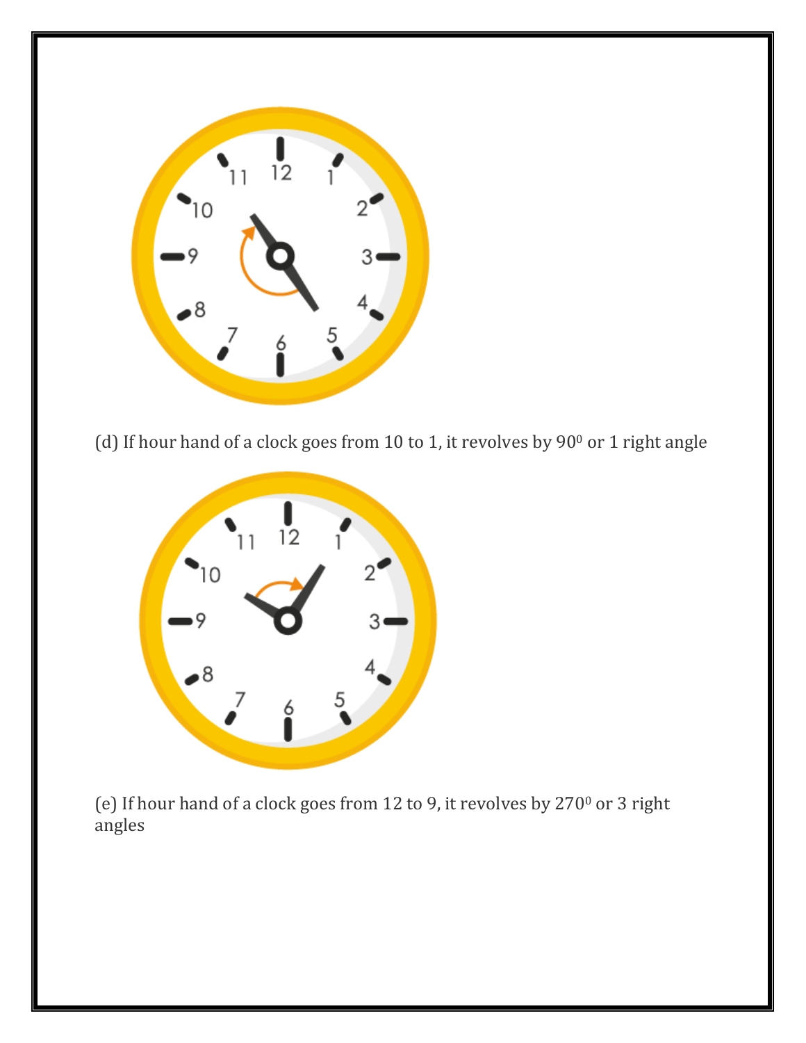(d) If hour hand of a clock goes from 10 to 1, it revolves by $90^0$ or 1 right angle

(e) If hour hand of a clock goes from 12 to 9, it revolves by $270^0$ or 3 right angles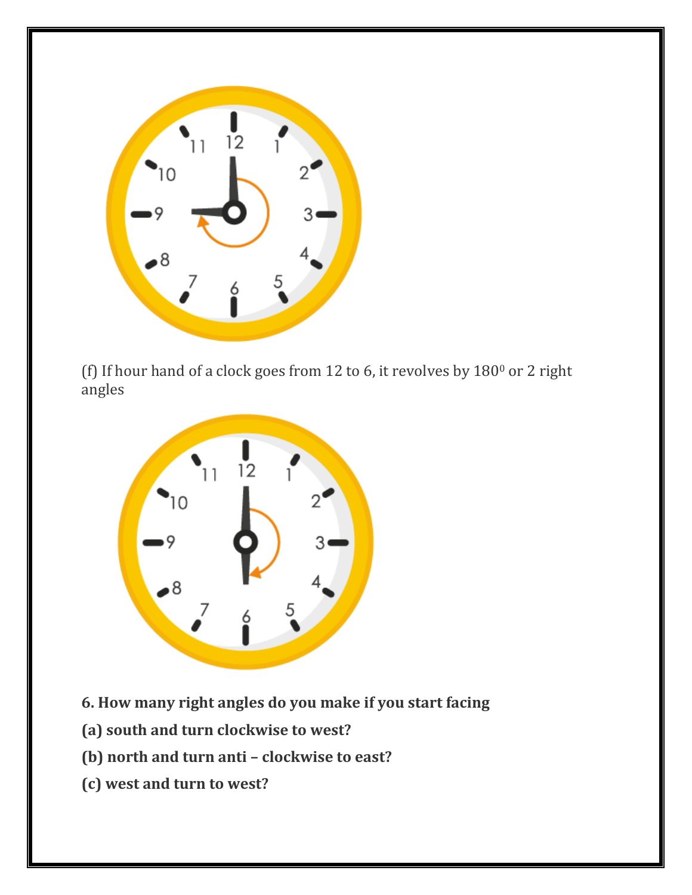(f) If hour hand of a clock goes from 12 to 6, it revolves by $180^0$ or 2 right angles

**6. How many right angles do you make if you start facing**

**(a) south and turn clockwise to west?**

**(b) north and turn anti – clockwise to east?**

**(c) west and turn to west?**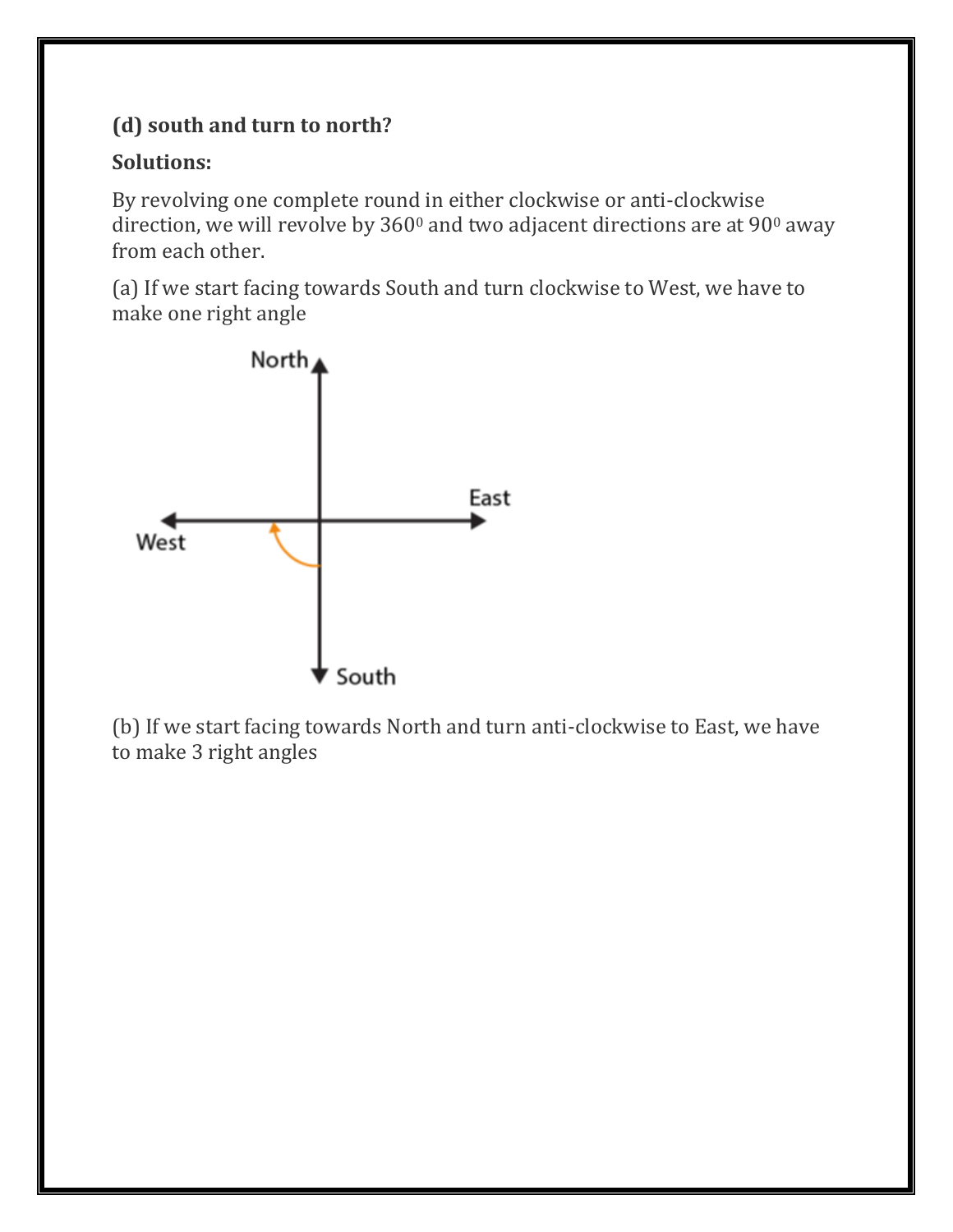**(d) south and turn to north?**

**Solutions:**

By revolving one complete round in either clockwise or anti-clockwise direction, we will revolve by $360^0$ and two adjacent directions are at $90^0$ away from each other.

(a) If we start facing towards South and turn clockwise to West, we have to make one right angle

(b) If we start facing towards North and turn anti-clockwise to East, we have to make 3 right angles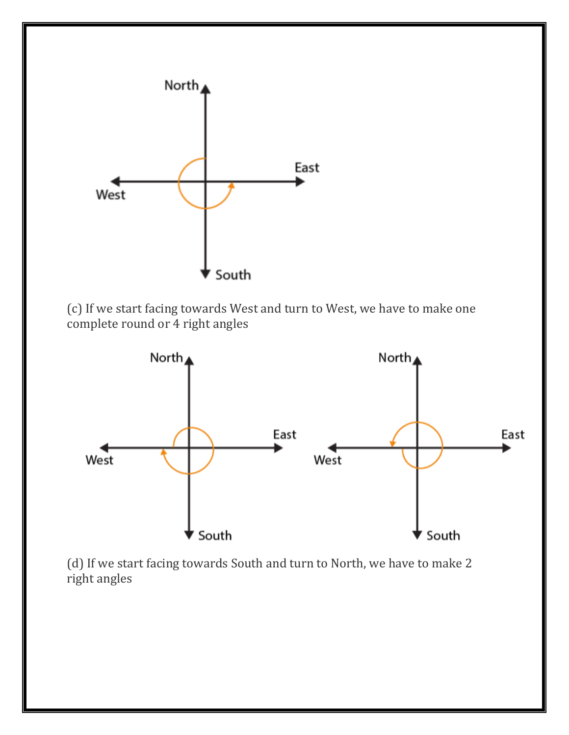(c) If we start facing towards West and turn to West, we have to make one complete round or 4 right angles

(d) If we start facing towards South and turn to North, we have to make 2 right angles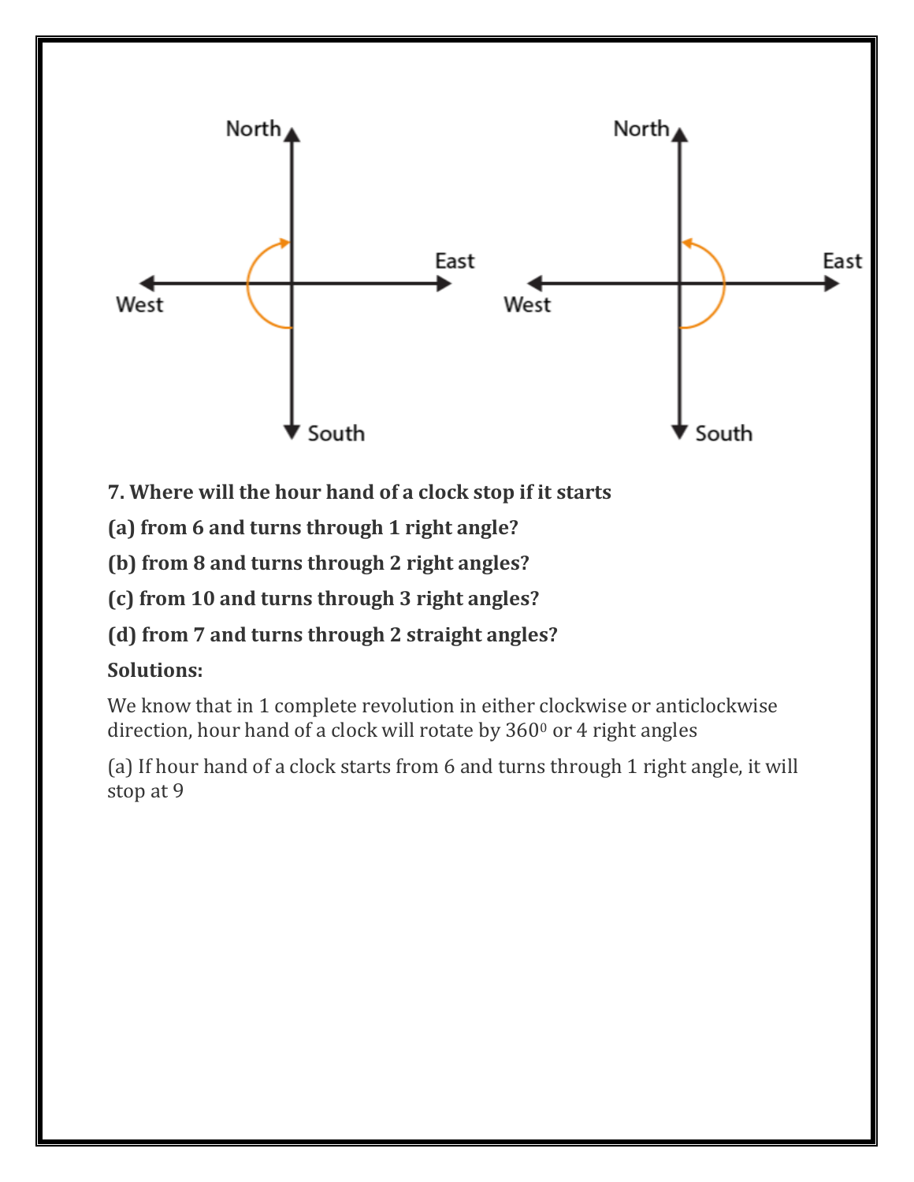**7. Where will the hour hand of a clock stop if it starts**

**(a) from 6 and turns through 1 right angle?**

**(b) from 8 and turns through 2 right angles?**

**(c) from 10 and turns through 3 right angles?**

**(d) from 7 and turns through 2 straight angles?**

**Solutions:**

We know that in 1 complete revolution in either clockwise or anticlockwise direction, hour hand of a clock will rotate by $360^0$ or 4 right angles

(a) If hour hand of a clock starts from 6 and turns through 1 right angle, it will stop at 9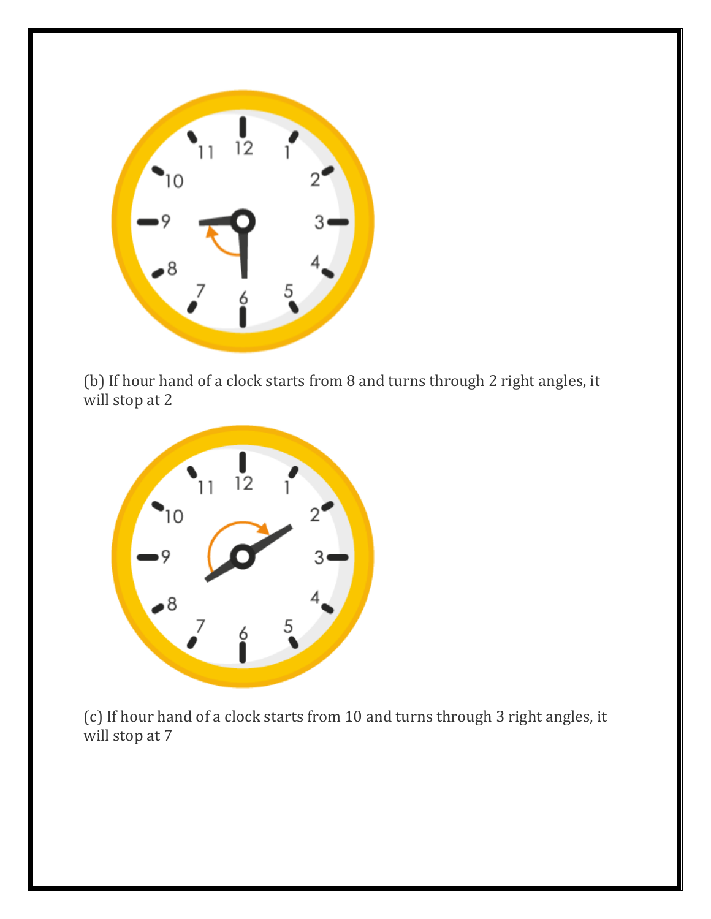(b) If hour hand of a clock starts from 8 and turns through 2 right angles, it will stop at 2

(c) If hour hand of a clock starts from 10 and turns through 3 right angles, it will stop at 7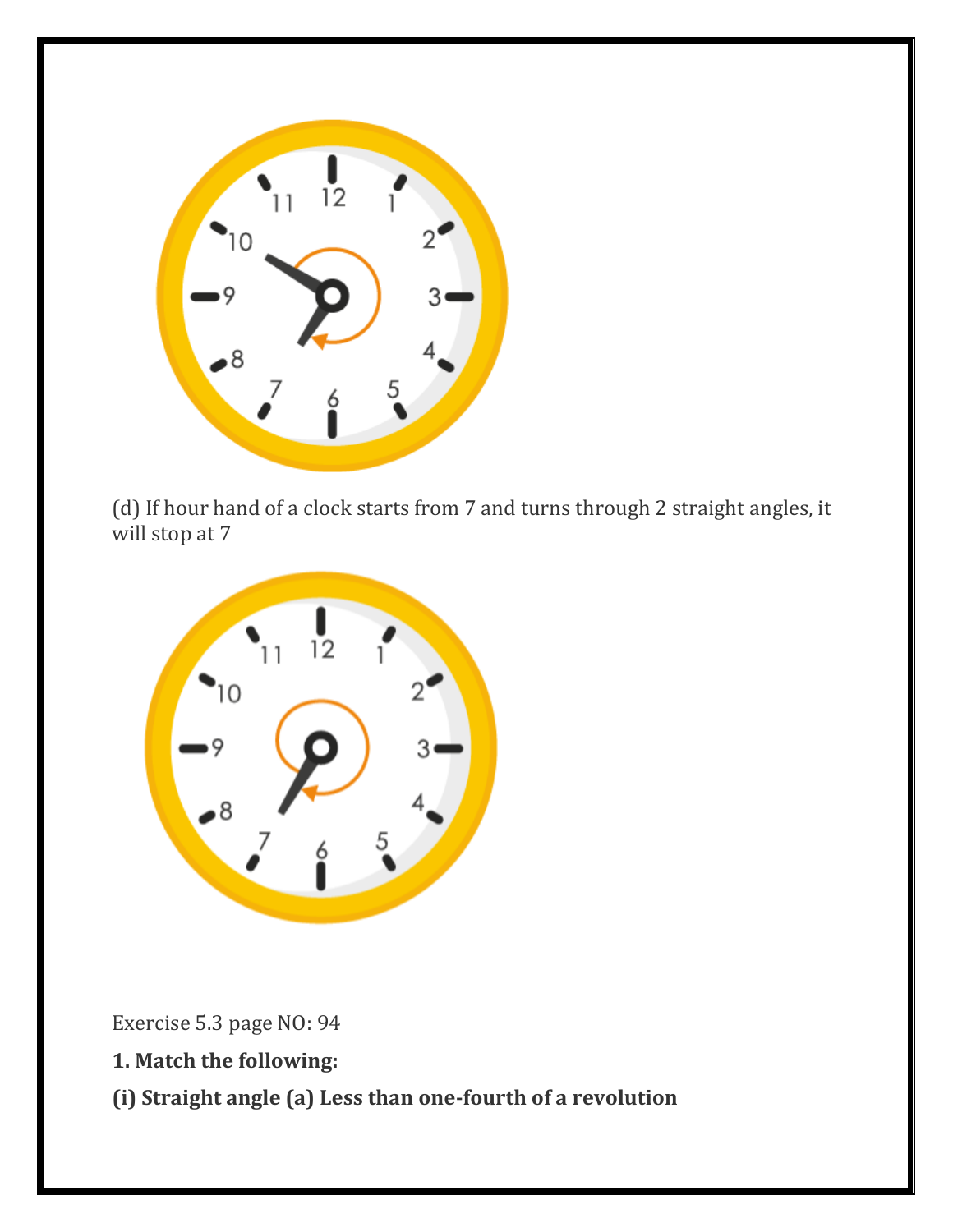(d) If hour hand of a clock starts from 7 and turns through 2 straight angles, it will stop at 7

Exercise 5.3 page NO: 94

**1. Match the following:**

**(i) Straight angle (a) Less than one-fourth of a revolution**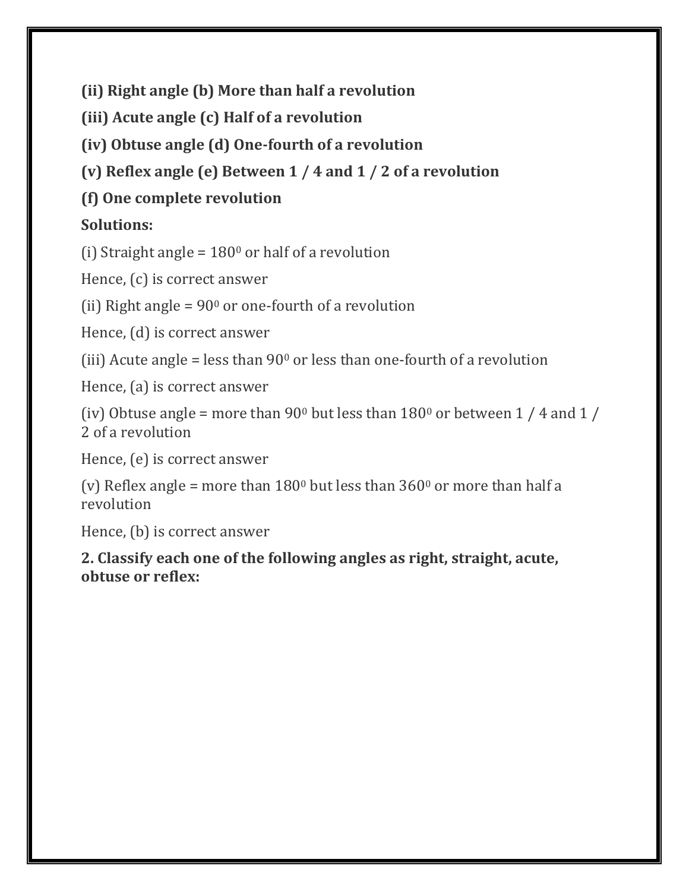**(ii) Right angle (b) More than half a revolution**

**(iii) Acute angle (c) Half of a revolution**

**(iv) Obtuse angle (d) One-fourth of a revolution**

**(v) Reflex angle (e) Between 1 / 4 and 1 / 2 of a revolution**

**(f) One complete revolution**

**Solutions:**

(i) Straight angle = $180^0$ or half of a revolution

Hence, (c) is correct answer

(ii) Right angle = $90^0$ or one-fourth of a revolution

Hence, (d) is correct answer

(iii) Acute angle = less than $90^0$ or less than one-fourth of a revolution

Hence, (a) is correct answer

(iv) Obtuse angle = more than $90^0$ but less than $180^0$ or between 1 / 4 and 1 / 2 of a revolution

Hence, (e) is correct answer

(v) Reflex angle = more than $180^0$ but less than $360^0$ or more than half a revolution

Hence, (b) is correct answer

**2. Classify each one of the following angles as right, straight, acute, obtuse or reflex:**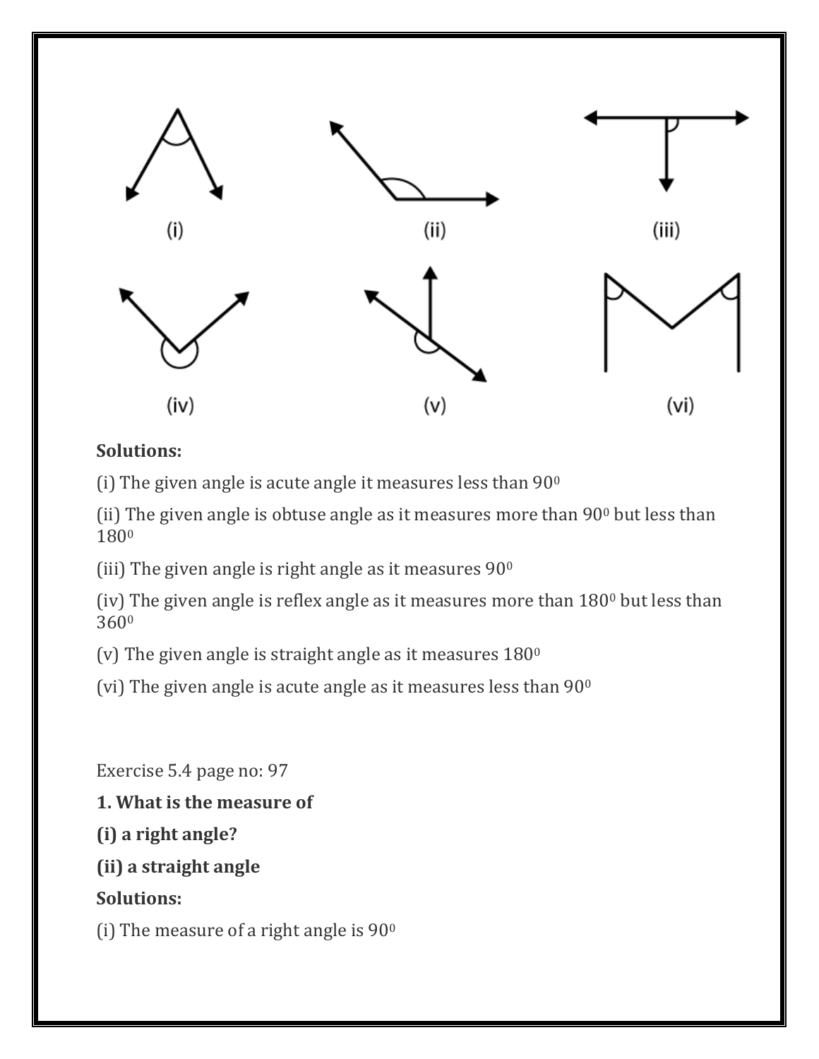(i) (ii) (iii)

(iv) (v) (vi)

**Solutions:**

(i) The given angle is acute angle it measures less than $90^0$

(ii) The given angle is obtuse angle as it measures more than $90^0$ but less than $180^0$

(iii) The given angle is right angle as it measures $90^0$

(iv) The given angle is reflex angle as it measures more than $180^0$ but less than $360^0$

(v) The given angle is straight angle as it measures $180^0$

(vi) The given angle is acute angle as it measures less than $90^0$

Exercise 5.4 page no: 97

**1. What is the measure of**

**(i) a right angle?**

**(ii) a straight angle**

**Solutions:**

(i) The measure of a right angle is $90^0$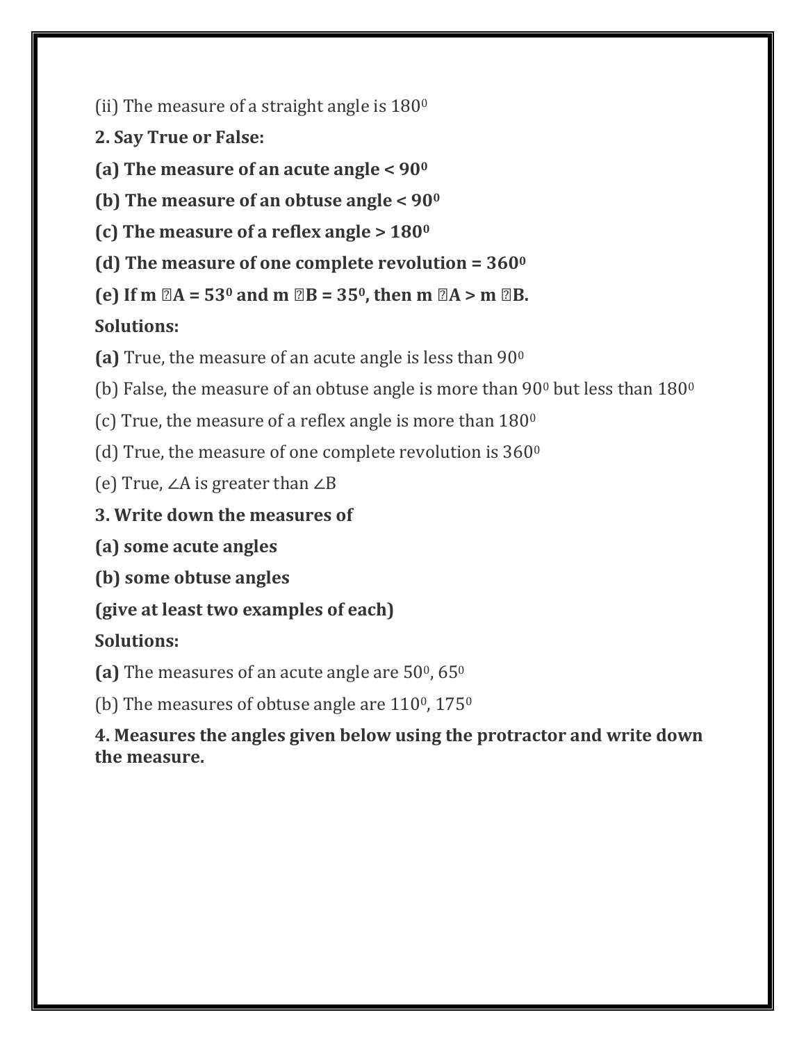(ii) The measure of a straight angle is $180^0$

**2. Say True or False:**

**(a) The measure of an acute angle < $90^0$**

**(b) The measure of an obtuse angle < $90^0$**

**(c) The measure of a reflex angle > $180^0$**

**(d) The measure of one complete revolution = $360^0$**

**(e) If m ∠A = $53^0$ and m ∠B = $35^0$, then m ∠A > m ∠B.**

**Solutions:**

**(a)** True, the measure of an acute angle is less than $90^0$

(b) False, the measure of an obtuse angle is more than $90^0$ but less than $180^0$

(c) True, the measure of a reflex angle is more than $180^0$

(d) True, the measure of one complete revolution is $360^0$

(e) True, ∠A is greater than ∠B

**3. Write down the measures of**

**(a) some acute angles**

**(b) some obtuse angles**

**(give at least two examples of each)**

**Solutions:**

**(a)** The measures of an acute angle are $50^0$, $65^0$

(b) The measures of obtuse angle are $110^0$, $175^0$

**4. Measures the angles given below using the protractor and write down the measure.**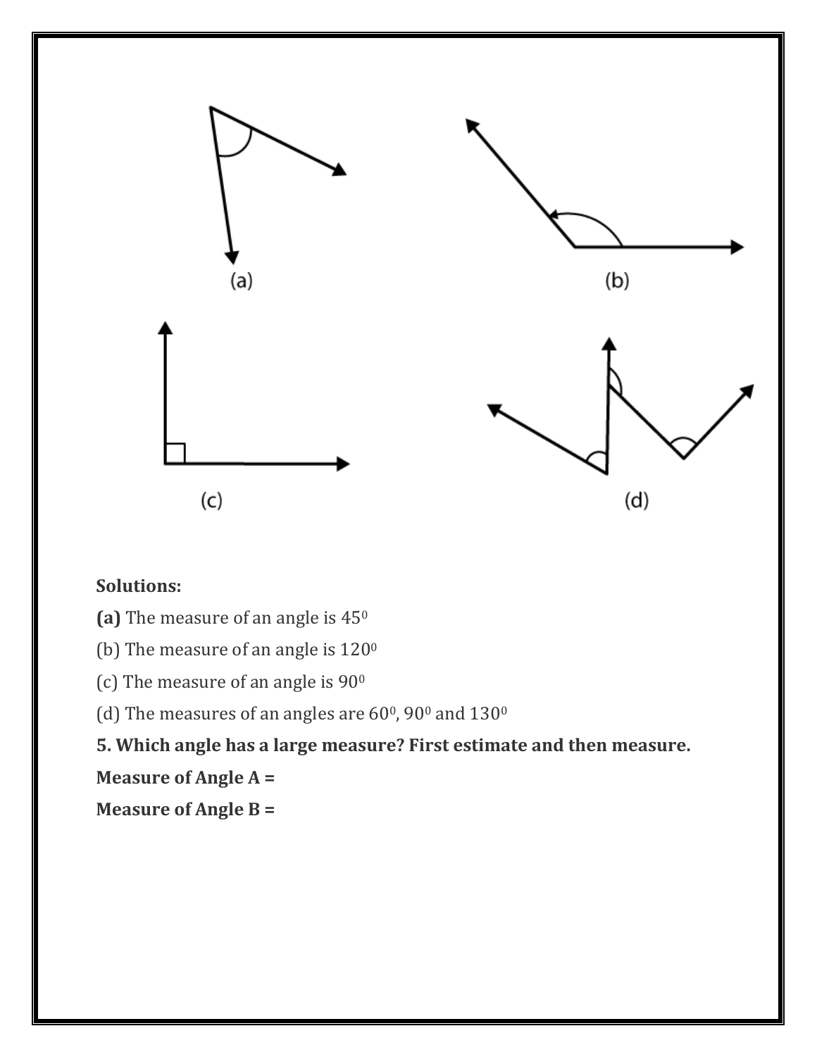(a)

(b)

(c)

(d)

**Solutions:**

**(a)** The measure of an angle is $45^0$

(b) The measure of an angle is $120^0$

(c) The measure of an angle is $90^0$

(d) The measures of an angles are $60^0$, $90^0$ and $130^0$

**5. Which angle has a large measure? First estimate and then measure.**

**Measure of Angle A =**

**Measure of Angle B =**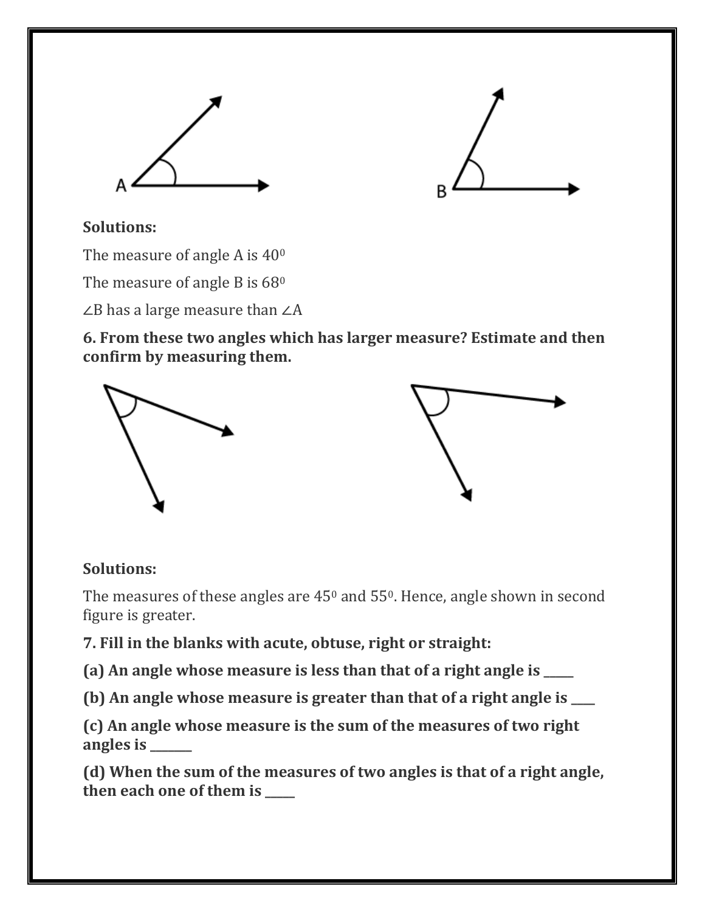**Solutions:**

The measure of angle A is $40^0$

The measure of angle B is $68^0$

∠B has a large measure than ∠A

**6. From these two angles which has larger measure? Estimate and then confirm by measuring them.**

**Solutions:**

The measures of these angles are $45^0$ and $55^0$. Hence, angle shown in second figure is greater.

**7. Fill in the blanks with acute, obtuse, right or straight:**

**(a) An angle whose measure is less than that of a right angle is _____**

**(b) An angle whose measure is greater than that of a right angle is ____**

**(c) An angle whose measure is the sum of the measures of two right angles is _______**

**(d) When the sum of the measures of two angles is that of a right angle, then each one of them is _____**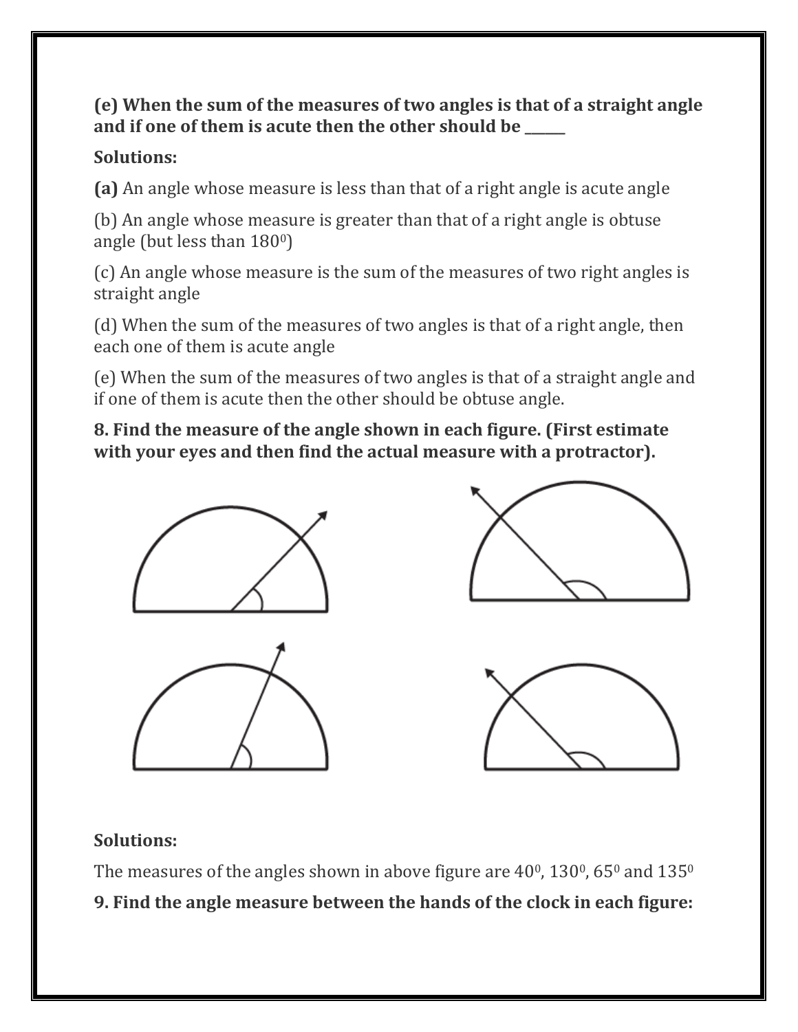**(e) When the sum of the measures of two angles is that of a straight angle and if one of them is acute then the other should be ______**

**Solutions:**

**(a)** An angle whose measure is less than that of a right angle is acute angle

(b) An angle whose measure is greater than that of a right angle is obtuse angle (but less than $180^0$)

(c) An angle whose measure is the sum of the measures of two right angles is straight angle

(d) When the sum of the measures of two angles is that of a right angle, then each one of them is acute angle

(e) When the sum of the measures of two angles is that of a straight angle and if one of them is acute then the other should be obtuse angle.

**8. Find the measure of the angle shown in each figure. (First estimate with your eyes and then find the actual measure with a protractor).**

**Solutions:**

The measures of the angles shown in above figure are $40^0$, $130^0$, $65^0$ and $135^0$

**9. Find the angle measure between the hands of the clock in each figure:**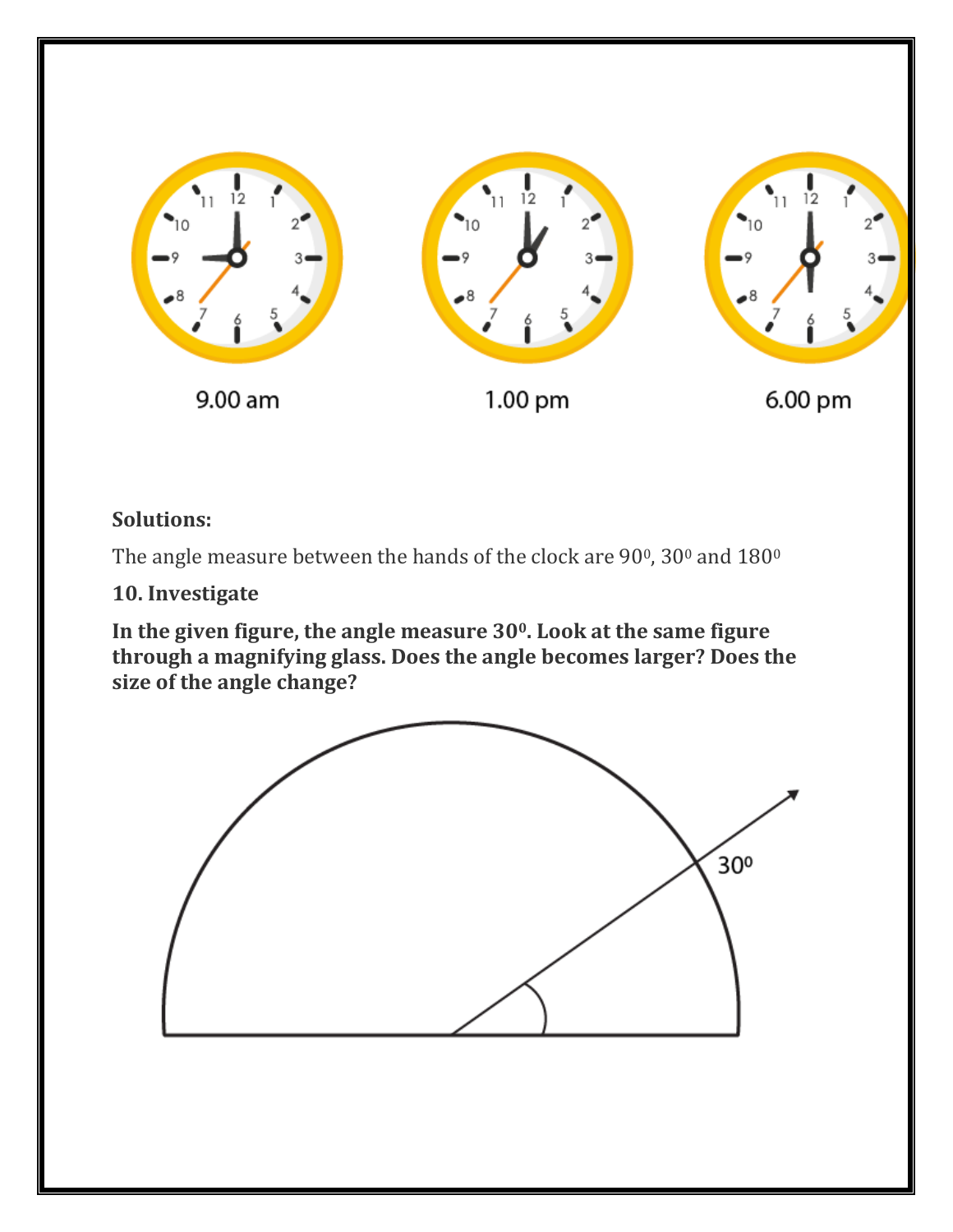9.00 am

1.00 pm

6.00 pm

**Solutions:**

The angle measure between the hands of the clock are $90^0$, $30^0$ and $180^0$

**10. Investigate**

**In the given figure, the angle measure $30^0$. Look at the same figure through a magnifying glass. Does the angle becomes larger? Does the size of the angle change?**

$30^0$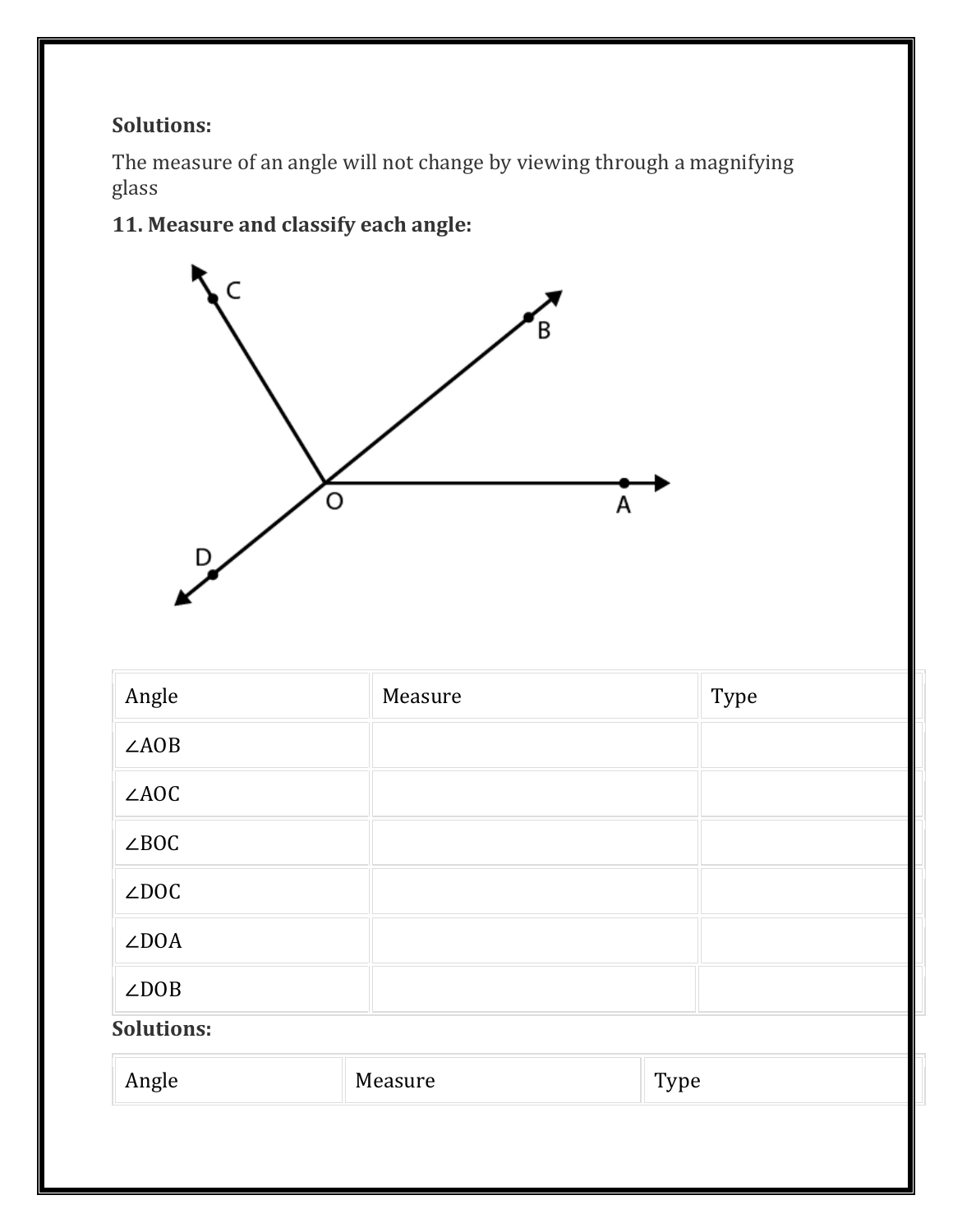**Solutions:**

The measure of an angle will not change by viewing through a magnifying glass

**11. Measure and classify each angle:**

| Angle | Measure | Type |
|---|---|---|
| ∠AOB | | |
| ∠AOC | | |
| ∠BOC | | |
| ∠DOC | | |
| ∠DOA | | |
| ∠DOB | | |

**Solutions:**

| Angle | Measure | Type |
|---|---|---|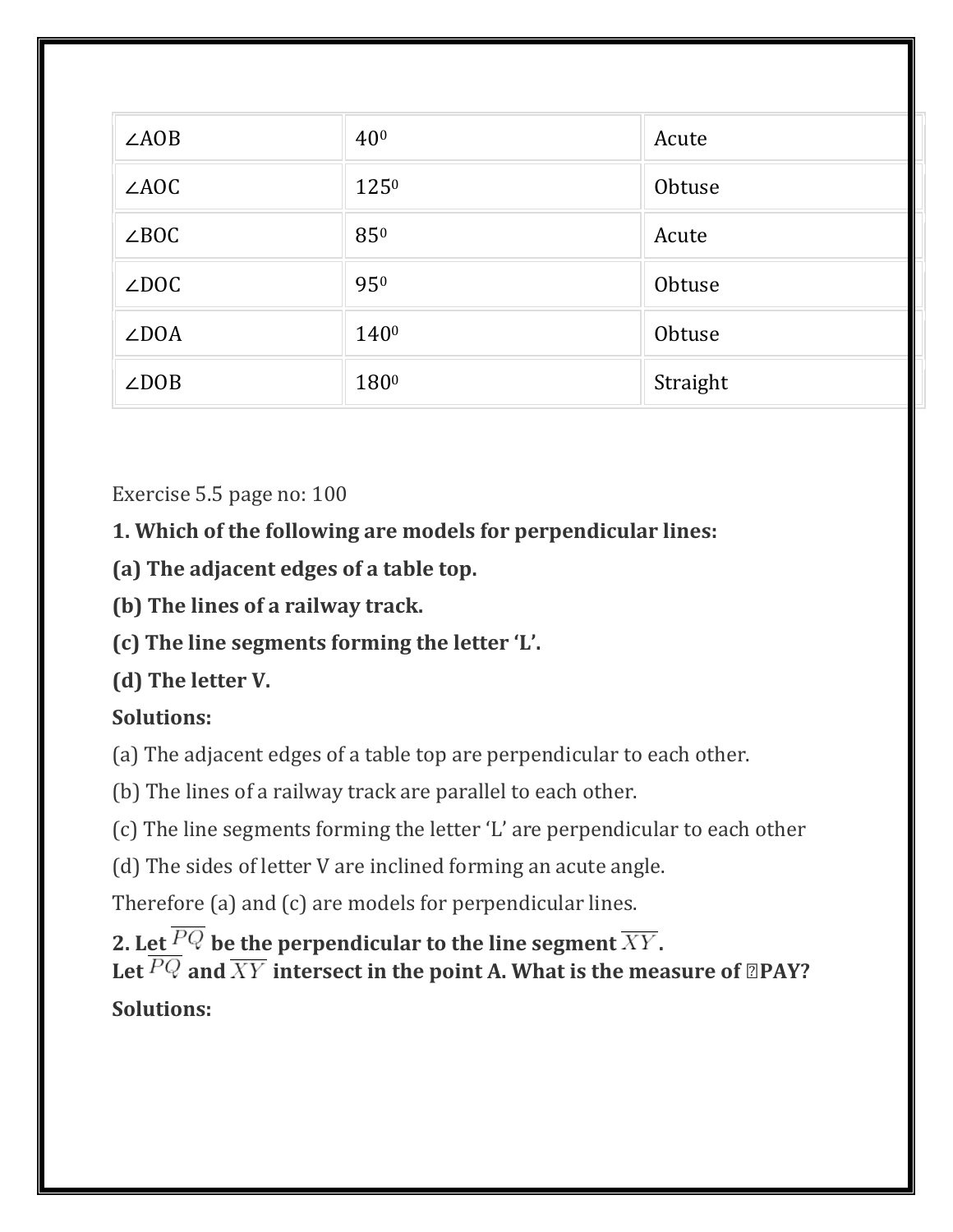| ∠AOB | $40^0$ | Acute |
|---|---|---|
| ∠AOC | $125^0$ | Obtuse |
| ∠BOC | $85^0$ | Acute |
| ∠DOC | $95^0$ | Obtuse |
| ∠DOA | $140^0$ | Obtuse |
| ∠DOB | $180^0$ | Straight |

Exercise 5.5 page no: 100

**1. Which of the following are models for perpendicular lines:**

**(a) The adjacent edges of a table top.**

**(b) The lines of a railway track.**

**(c) The line segments forming the letter 'L'.**

**(d) The letter V.**

**Solutions:**

(a) The adjacent edges of a table top are perpendicular to each other.

(b) The lines of a railway track are parallel to each other.

(c) The line segments forming the letter 'L' are perpendicular to each other

(d) The sides of letter V are inclined forming an acute angle.

Therefore (a) and (c) are models for perpendicular lines.

**2. Let $\overline{PQ}$ be the perpendicular to the line segment $\overline{XY}$.**
**Let $\overline{PQ}$ and $\overline{XY}$ intersect in the point A. What is the measure of ∠PAY?**

**Solutions:**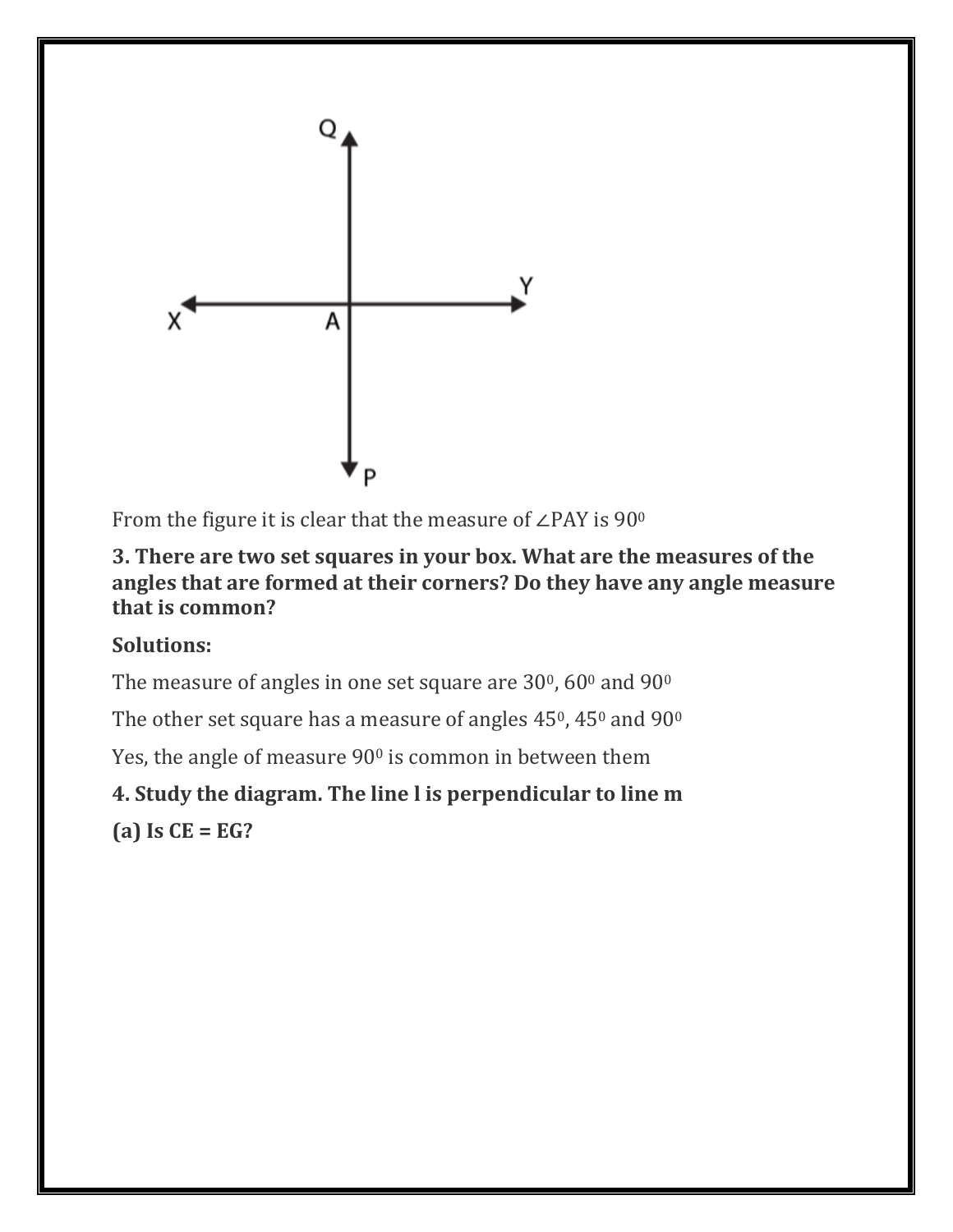From the figure it is clear that the measure of ∠PAY is $90^0$

**3. There are two set squares in your box. What are the measures of the angles that are formed at their corners? Do they have any angle measure that is common?**

**Solutions:**

The measure of angles in one set square are $30^0$, $60^0$ and $90^0$

The other set square has a measure of angles $45^0$, $45^0$ and $90^0$

Yes, the angle of measure $90^0$ is common in between them

**4. Study the diagram. The line l is perpendicular to line m**

**(a) Is CE = EG?**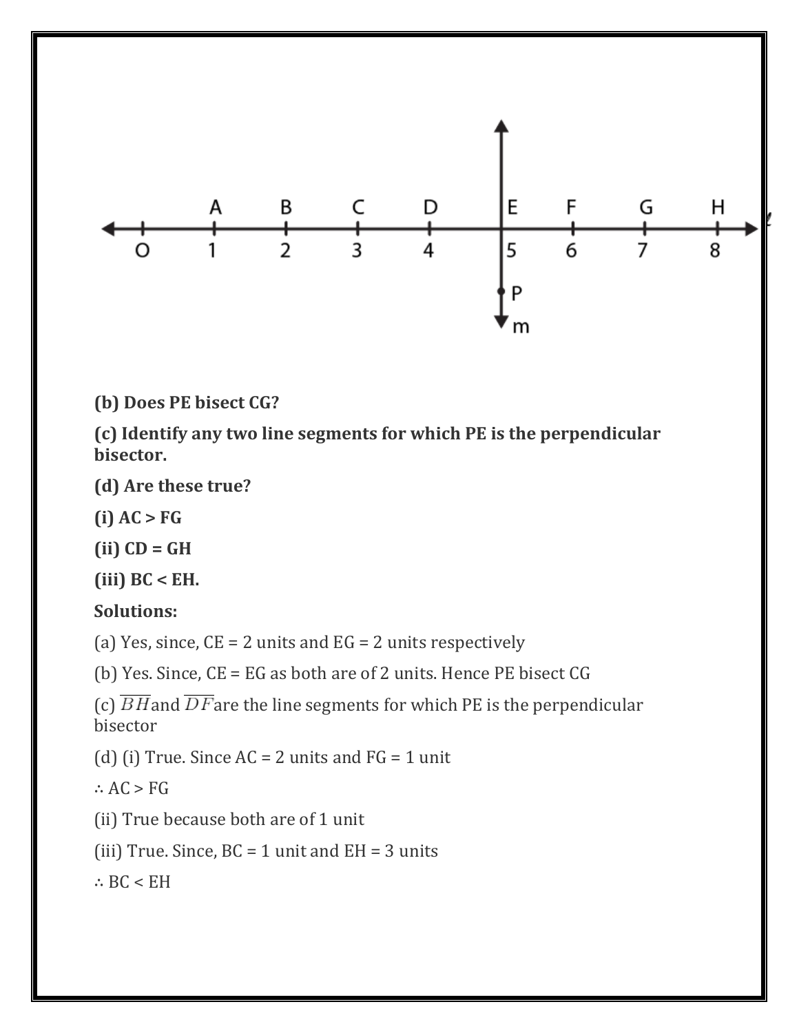**(b) Does PE bisect CG?**

**(c) Identify any two line segments for which PE is the perpendicular bisector.**

**(d) Are these true?**

**(i) AC > FG**

**(ii) CD = GH**

**(iii) BC < EH.**

**Solutions:**

(a) Yes, since, CE = 2 units and EG = 2 units respectively

(b) Yes. Since, CE = EG as both are of 2 units. Hence PE bisect CG

(c) $\overline{BH}$ and $\overline{DF}$ are the line segments for which PE is the perpendicular bisector

(d) (i) True. Since AC = 2 units and FG = 1 unit

∴ AC > FG

(ii) True because both are of 1 unit

(iii) True. Since, BC = 1 unit and EH = 3 units

∴ BC < EH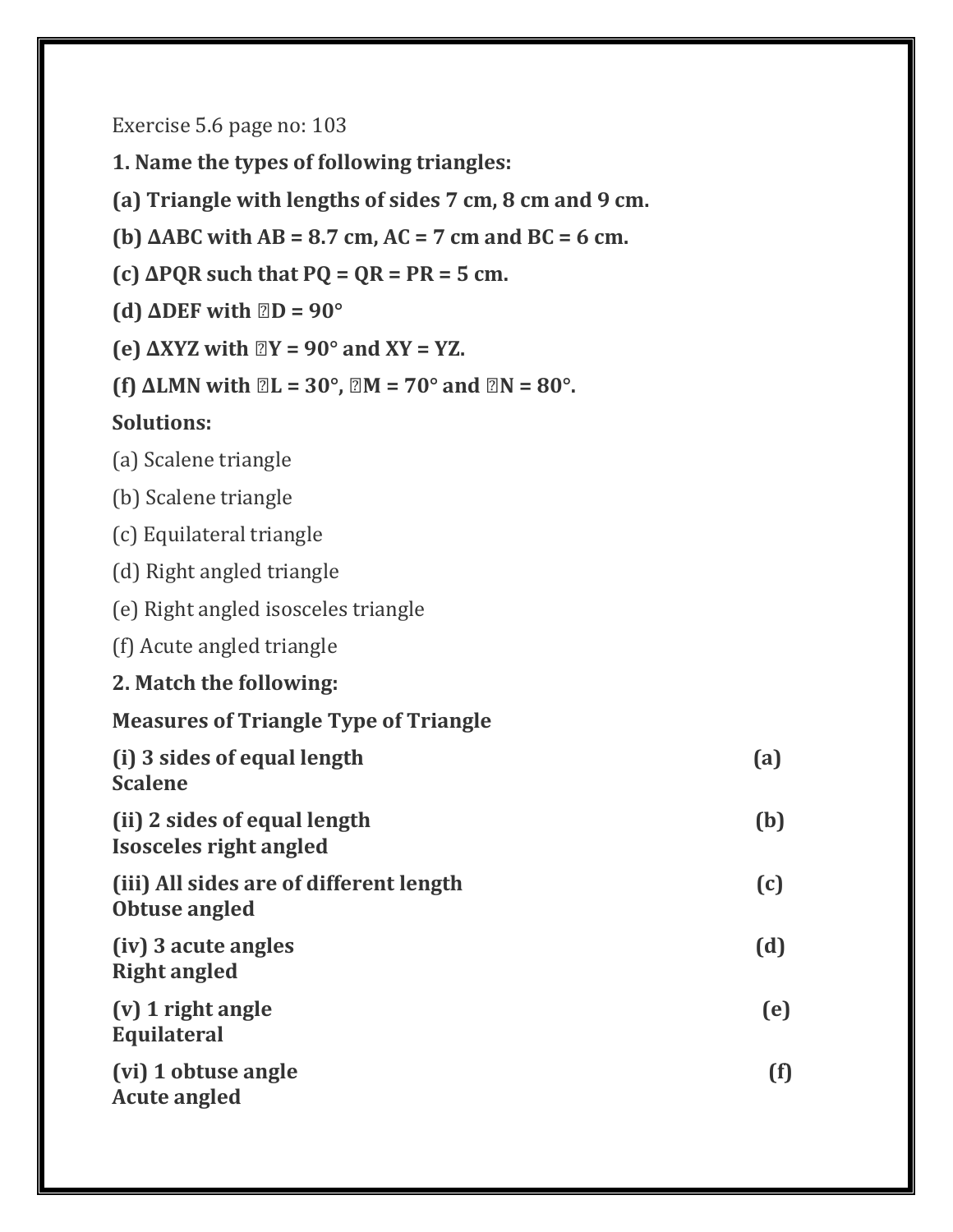Exercise 5.6 page no: 103

**1. Name the types of following triangles:**

**(a) Triangle with lengths of sides 7 cm, 8 cm and 9 cm.**

**(b) ΔABC with AB = 8.7 cm, AC = 7 cm and BC = 6 cm.**

**(c) ΔPQR such that PQ = QR = PR = 5 cm.**

**(d) ΔDEF with ∠D = 90°**

**(e) ΔXYZ with ∠Y = 90° and XY = YZ.**

**(f) ΔLMN with ∠L = 30°, ∠M = 70° and ∠N = 80°.**

**Solutions:**

(a) Scalene triangle

(b) Scalene triangle

(c) Equilateral triangle

(d) Right angled triangle

(e) Right angled isosceles triangle

(f) Acute angled triangle

**2. Match the following:**

| Measures of Triangle | Type of Triangle |
|---|---|
| **(i) 3 sides of equal length** | **(a) Scalene** |
| **(ii) 2 sides of equal length** | **(b) Isosceles right angled** |
| **(iii) All sides are of different length** | **(c) Obtuse angled** |
| **(iv) 3 acute angles** | **(d) Right angled** |
| **(v) 1 right angle** | **(e) Equilateral** |
| **(vi) 1 obtuse angle** | **(f) Acute angled** |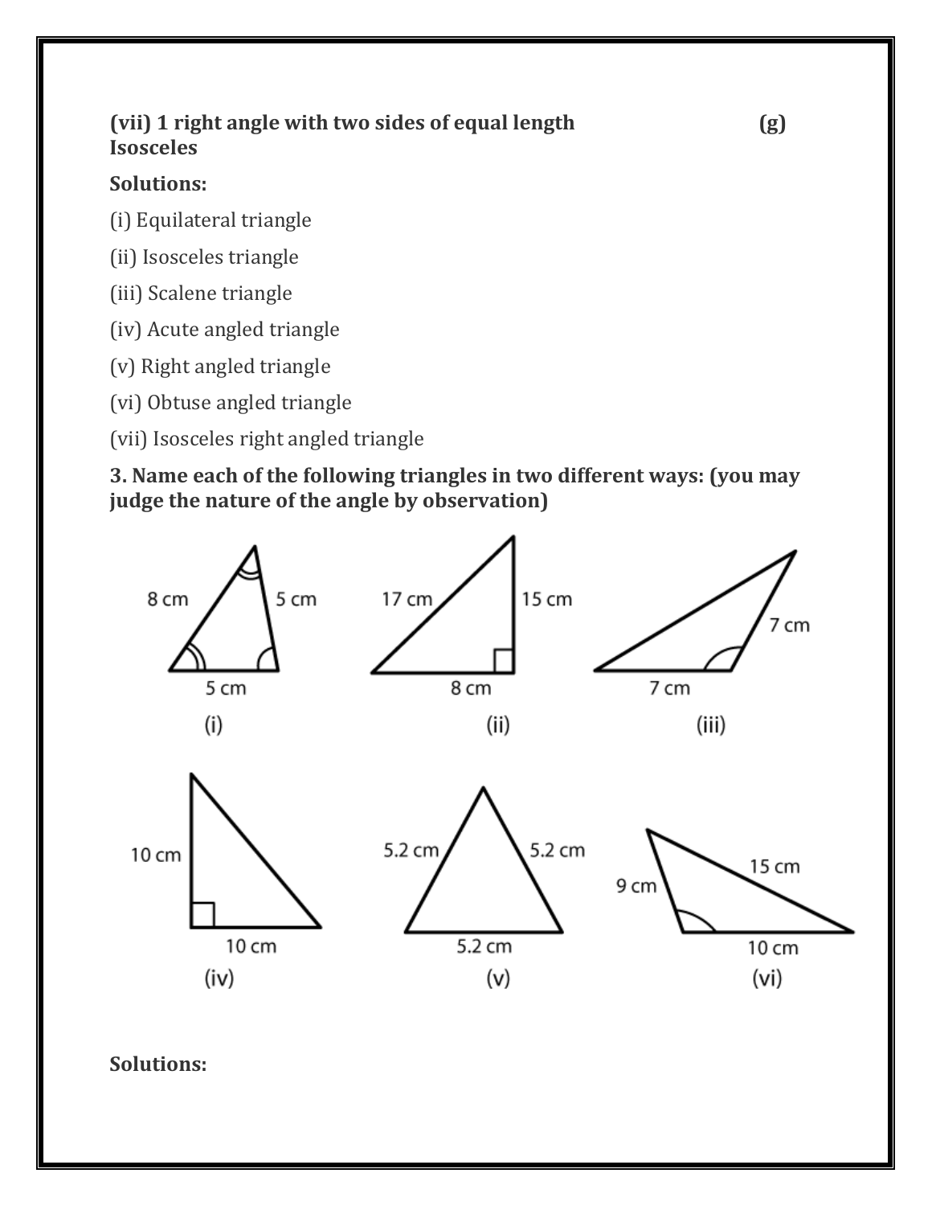**(vii) 1 right angle with two sides of equal length (g) Isosceles**

**Solutions:**

(i) Equilateral triangle

(ii) Isosceles triangle

(iii) Scalene triangle

(iv) Acute angled triangle

(v) Right angled triangle

(vi) Obtuse angled triangle

(vii) Isosceles right angled triangle

**3. Name each of the following triangles in two different ways: (you may judge the nature of the angle by observation)**

(i) 8 cm, 5 cm, 5 cm

(ii) 17 cm, 15 cm, 8 cm

(iii) 7 cm, 7 cm

(iv) 10 cm, 10 cm

(v) 5.2 cm, 5.2 cm, 5.2 cm

(vi) 9 cm, 15 cm, 10 cm

**Solutions:**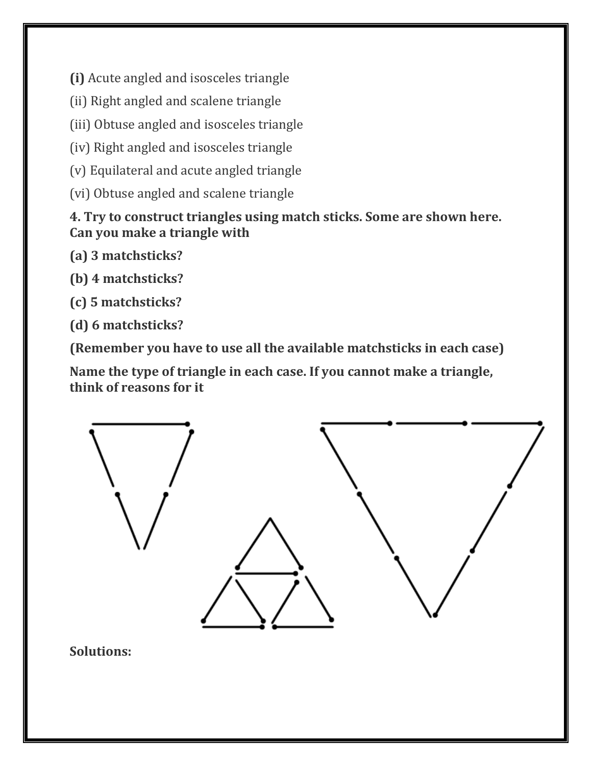**(i)** Acute angled and isosceles triangle

(ii) Right angled and scalene triangle

(iii) Obtuse angled and isosceles triangle

(iv) Right angled and isosceles triangle

(v) Equilateral and acute angled triangle

(vi) Obtuse angled and scalene triangle

**4. Try to construct triangles using match sticks. Some are shown here. Can you make a triangle with**

**(a) 3 matchsticks?**

**(b) 4 matchsticks?**

**(c) 5 matchsticks?**

**(d) 6 matchsticks?**

**(Remember you have to use all the available matchsticks in each case)**

**Name the type of triangle in each case. If you cannot make a triangle, think of reasons for it**

**Solutions:**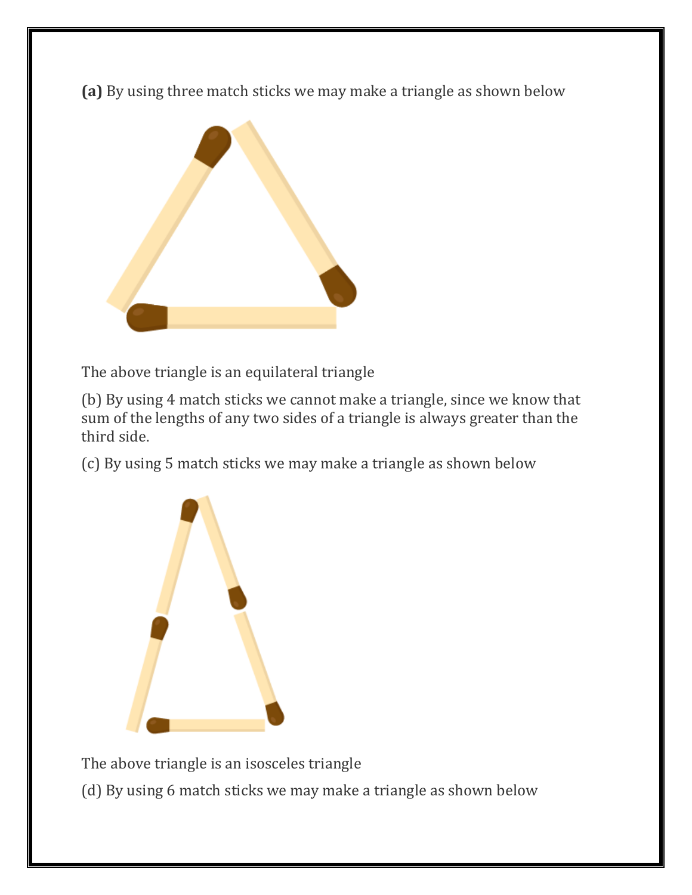**(a)** By using three match sticks we may make a triangle as shown below

The above triangle is an equilateral triangle

(b) By using 4 match sticks we cannot make a triangle, since we know that sum of the lengths of any two sides of a triangle is always greater than the third side.

(c) By using 5 match sticks we may make a triangle as shown below

The above triangle is an isosceles triangle

(d) By using 6 match sticks we may make a triangle as shown below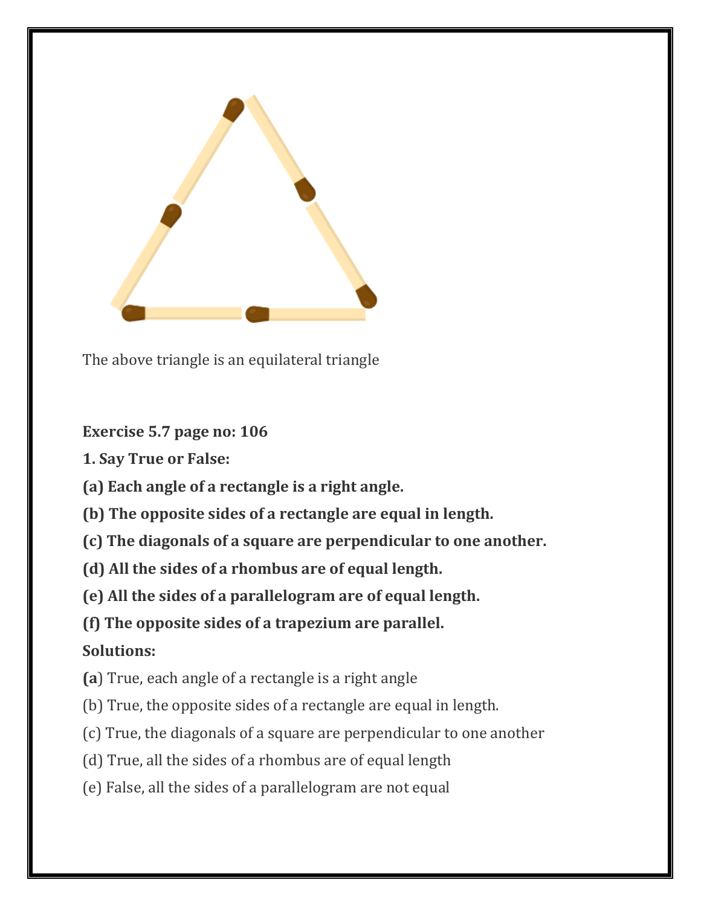The above triangle is an equilateral triangle

**Exercise 5.7 page no: 106**

**1. Say True or False:**

**(a) Each angle of a rectangle is a right angle.**

**(b) The opposite sides of a rectangle are equal in length.**

**(c) The diagonals of a square are perpendicular to one another.**

**(d) All the sides of a rhombus are of equal length.**

**(e) All the sides of a parallelogram are of equal length.**

**(f) The opposite sides of a trapezium are parallel.**

**Solutions:**

**(a**) True, each angle of a rectangle is a right angle

(b) True, the opposite sides of a rectangle are equal in length.

(c) True, the diagonals of a square are perpendicular to one another

(d) True, all the sides of a rhombus are of equal length

(e) False, all the sides of a parallelogram are not equal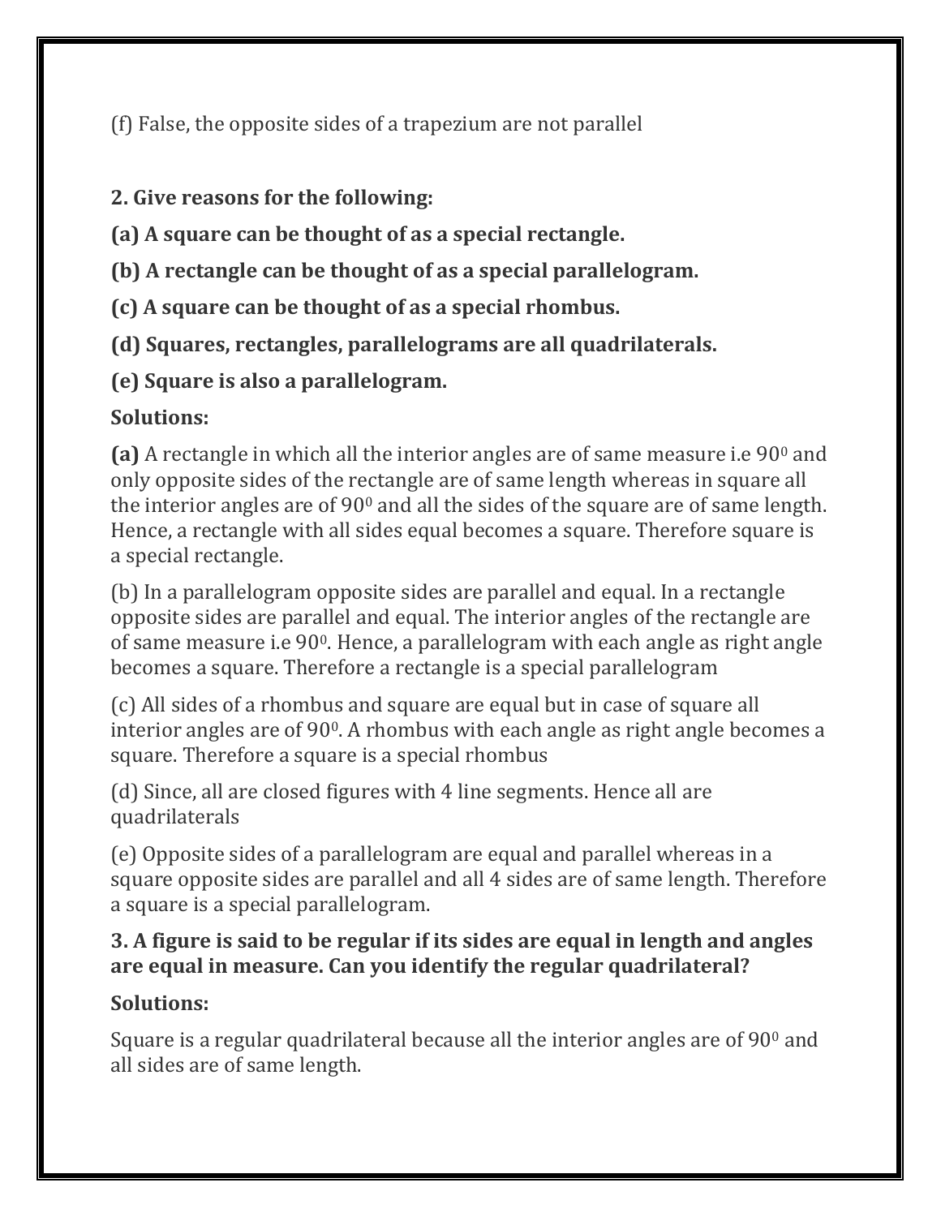(f) False, the opposite sides of a trapezium are not parallel

**2. Give reasons for the following:**

**(a) A square can be thought of as a special rectangle.**

**(b) A rectangle can be thought of as a special parallelogram.**

**(c) A square can be thought of as a special rhombus.**

**(d) Squares, rectangles, parallelograms are all quadrilaterals.**

**(e) Square is also a parallelogram.**

**Solutions:**

**(a)** A rectangle in which all the interior angles are of same measure i.e $90^0$ and only opposite sides of the rectangle are of same length whereas in square all the interior angles are of $90^0$ and all the sides of the square are of same length. Hence, a rectangle with all sides equal becomes a square. Therefore square is a special rectangle.

(b) In a parallelogram opposite sides are parallel and equal. In a rectangle opposite sides are parallel and equal. The interior angles of the rectangle are of same measure i.e $90^0$. Hence, a parallelogram with each angle as right angle becomes a square. Therefore a rectangle is a special parallelogram

(c) All sides of a rhombus and square are equal but in case of square all interior angles are of $90^0$. A rhombus with each angle as right angle becomes a square. Therefore a square is a special rhombus

(d) Since, all are closed figures with 4 line segments. Hence all are quadrilaterals

(e) Opposite sides of a parallelogram are equal and parallel whereas in a square opposite sides are parallel and all 4 sides are of same length. Therefore a square is a special parallelogram.

**3. A figure is said to be regular if its sides are equal in length and angles are equal in measure. Can you identify the regular quadrilateral?**

**Solutions:**

Square is a regular quadrilateral because all the interior angles are of $90^0$ and all sides are of same length.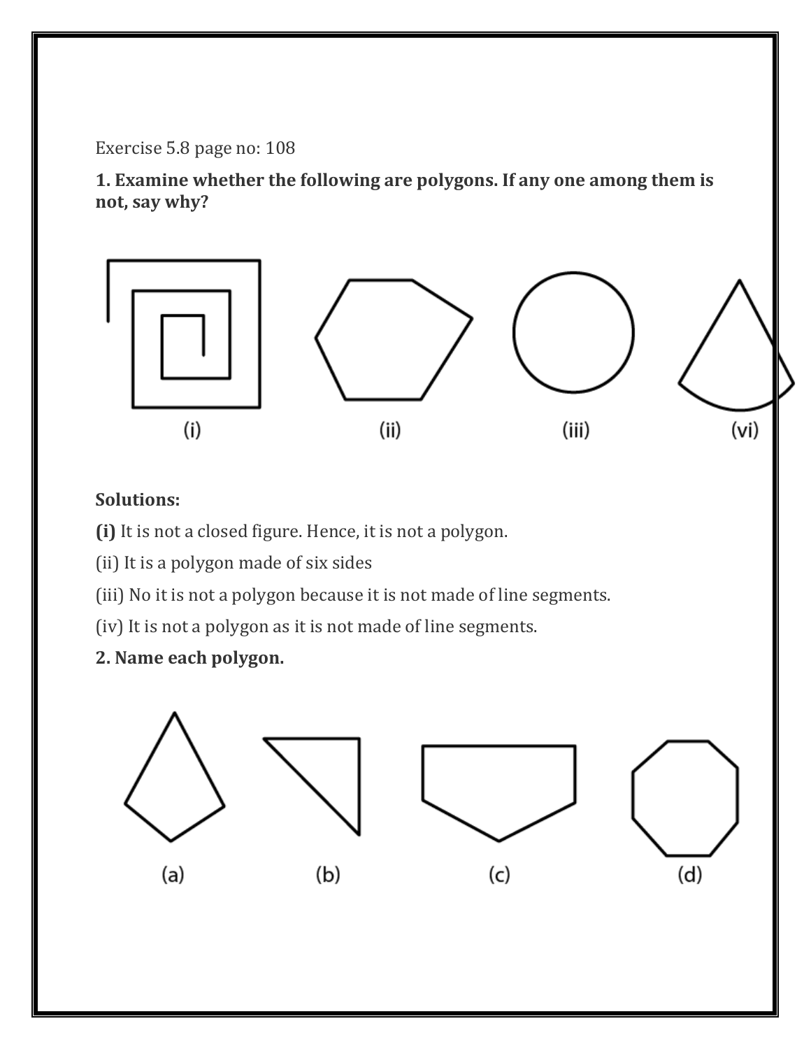Exercise 5.8 page no: 108

**1. Examine whether the following are polygons. If any one among them is not, say why?**

(i) (ii) (iii) (vi)

**Solutions:**

**(i)** It is not a closed figure. Hence, it is not a polygon.

(ii) It is a polygon made of six sides

(iii) No it is not a polygon because it is not made of line segments.

(iv) It is not a polygon as it is not made of line segments.

**2. Name each polygon.**

(a) (b) (c) (d)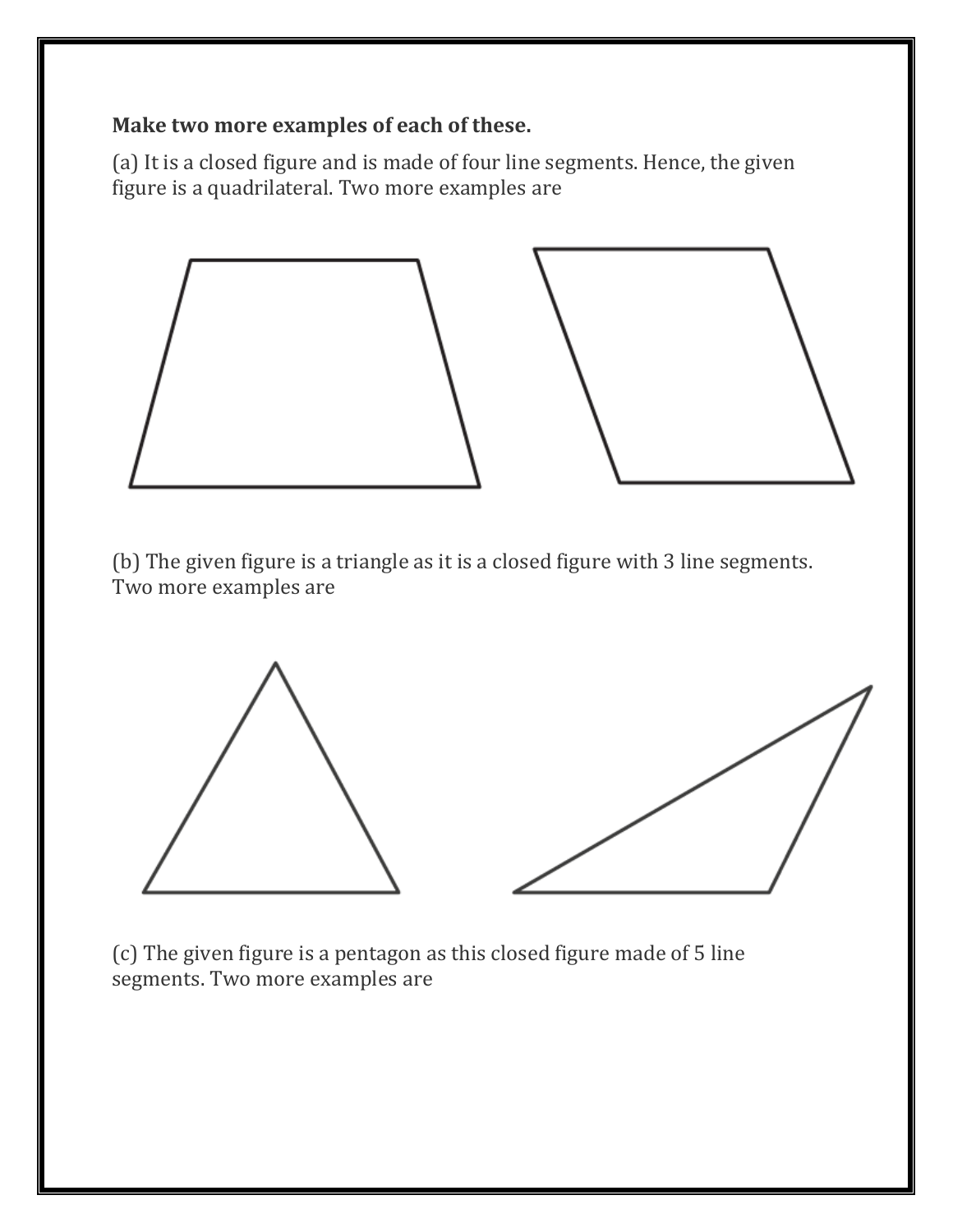**Make two more examples of each of these.**

(a) It is a closed figure and is made of four line segments. Hence, the given figure is a quadrilateral. Two more examples are

(b) The given figure is a triangle as it is a closed figure with 3 line segments. Two more examples are

(c) The given figure is a pentagon as this closed figure made of 5 line segments. Two more examples are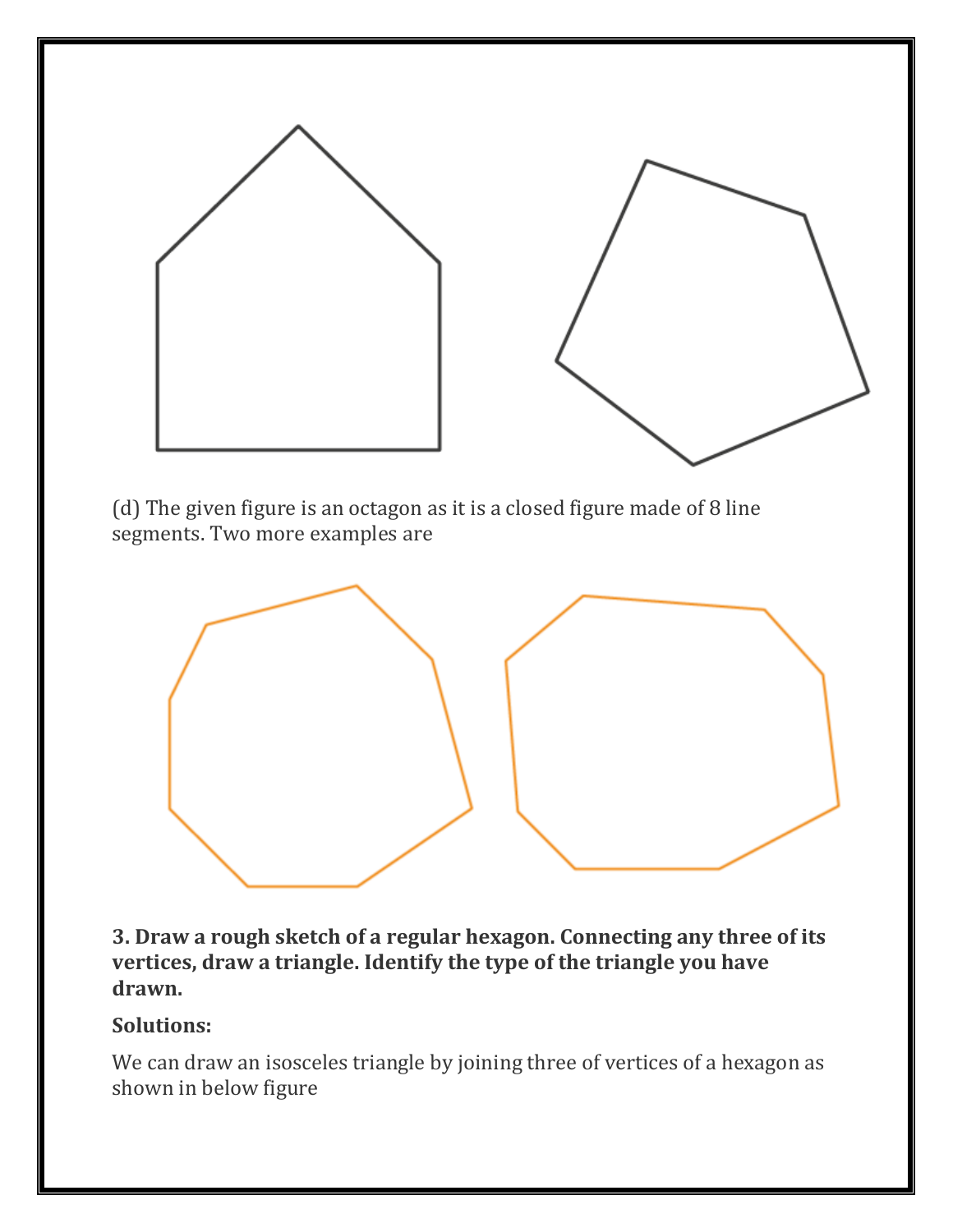(d) The given figure is an octagon as it is a closed figure made of 8 line segments. Two more examples are

**3. Draw a rough sketch of a regular hexagon. Connecting any three of its vertices, draw a triangle. Identify the type of the triangle you have drawn.**

**Solutions:**

We can draw an isosceles triangle by joining three of vertices of a hexagon as shown in below figure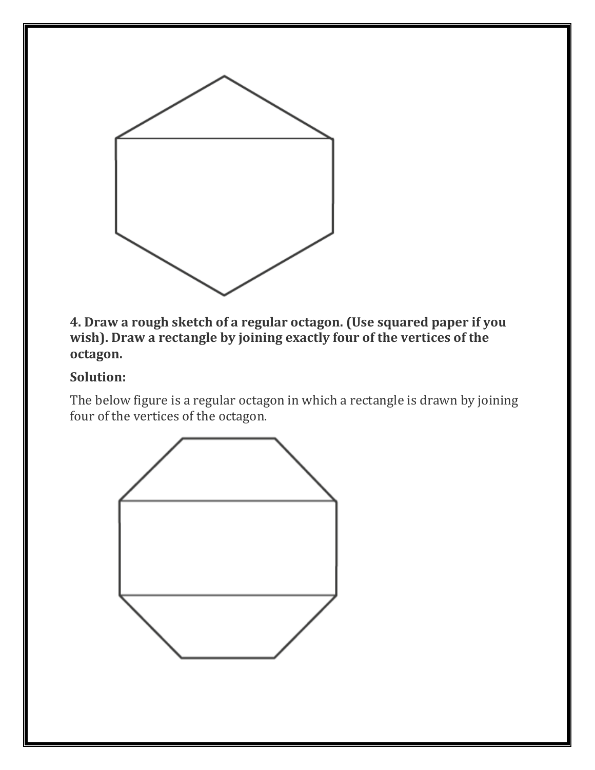**4. Draw a rough sketch of a regular octagon. (Use squared paper if you wish). Draw a rectangle by joining exactly four of the vertices of the octagon.**

**Solution:**

The below figure is a regular octagon in which a rectangle is drawn by joining four of the vertices of the octagon.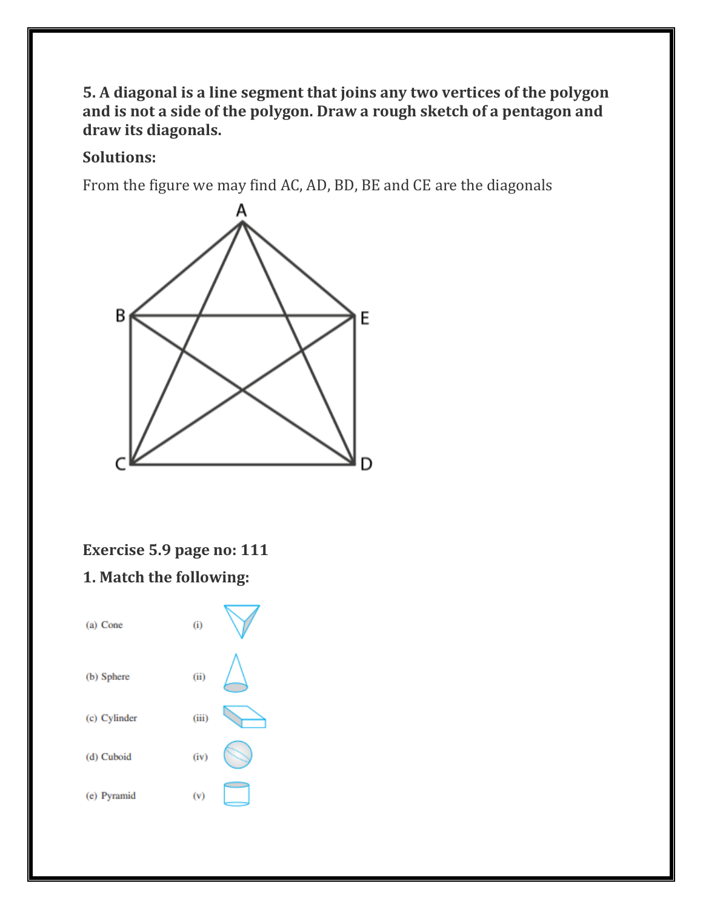**5. A diagonal is a line segment that joins any two vertices of the polygon and is not a side of the polygon. Draw a rough sketch of a pentagon and draw its diagonals.**

**Solutions:**

From the figure we may find AC, AD, BD, BE and CE are the diagonals

### Exercise 5.9 page no: 111

**1. Match the following:**

(a) Cone (i)

(b) Sphere (ii)

(c) Cylinder (iii)

(d) Cuboid (iv)

(e) Pyramid (v)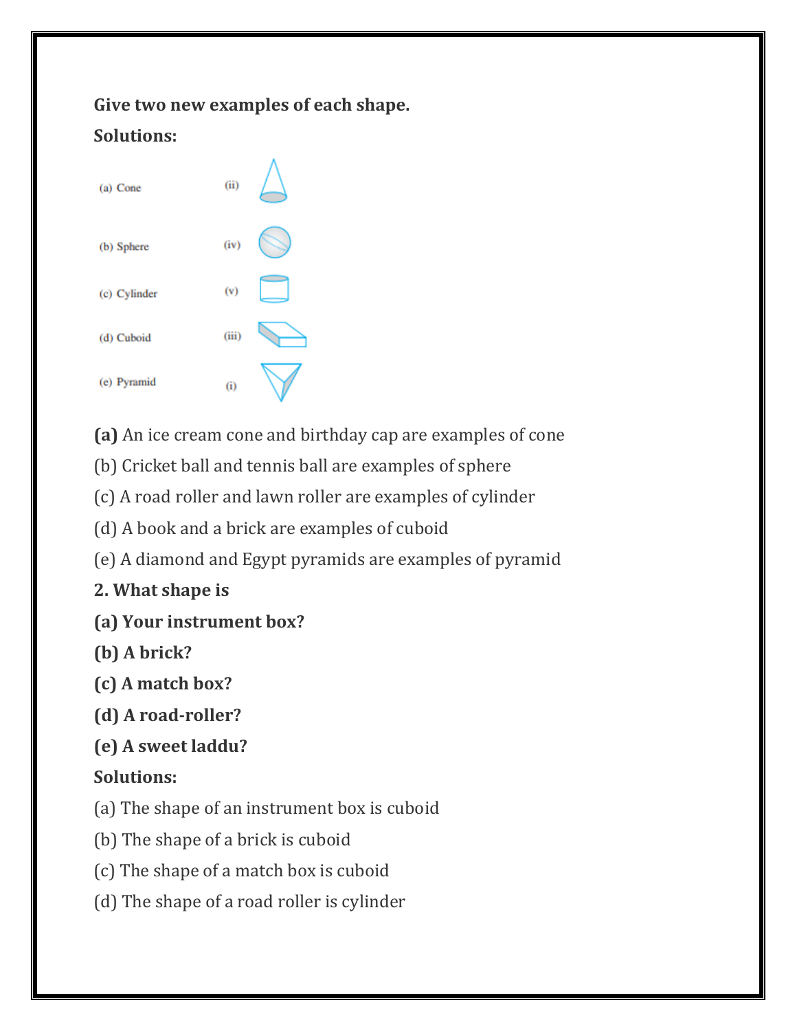**Give two new examples of each shape.**

**Solutions:**

| | | |
|---|---|---|
| (a) Cone | (ii) | |
| (b) Sphere | (iv) | |
| (c) Cylinder | (v) | |
| (d) Cuboid | (iii) | |
| (e) Pyramid | (i) | |

**(a)** An ice cream cone and birthday cap are examples of cone

(b) Cricket ball and tennis ball are examples of sphere

(c) A road roller and lawn roller are examples of cylinder

(d) A book and a brick are examples of cuboid

(e) A diamond and Egypt pyramids are examples of pyramid

**2. What shape is**

**(a) Your instrument box?**

**(b) A brick?**

**(c) A match box?**

**(d) A road-roller?**

**(e) A sweet laddu?**

**Solutions:**

(a) The shape of an instrument box is cuboid

(b) The shape of a brick is cuboid

(c) The shape of a match box is cuboid

(d) The shape of a road roller is cylinder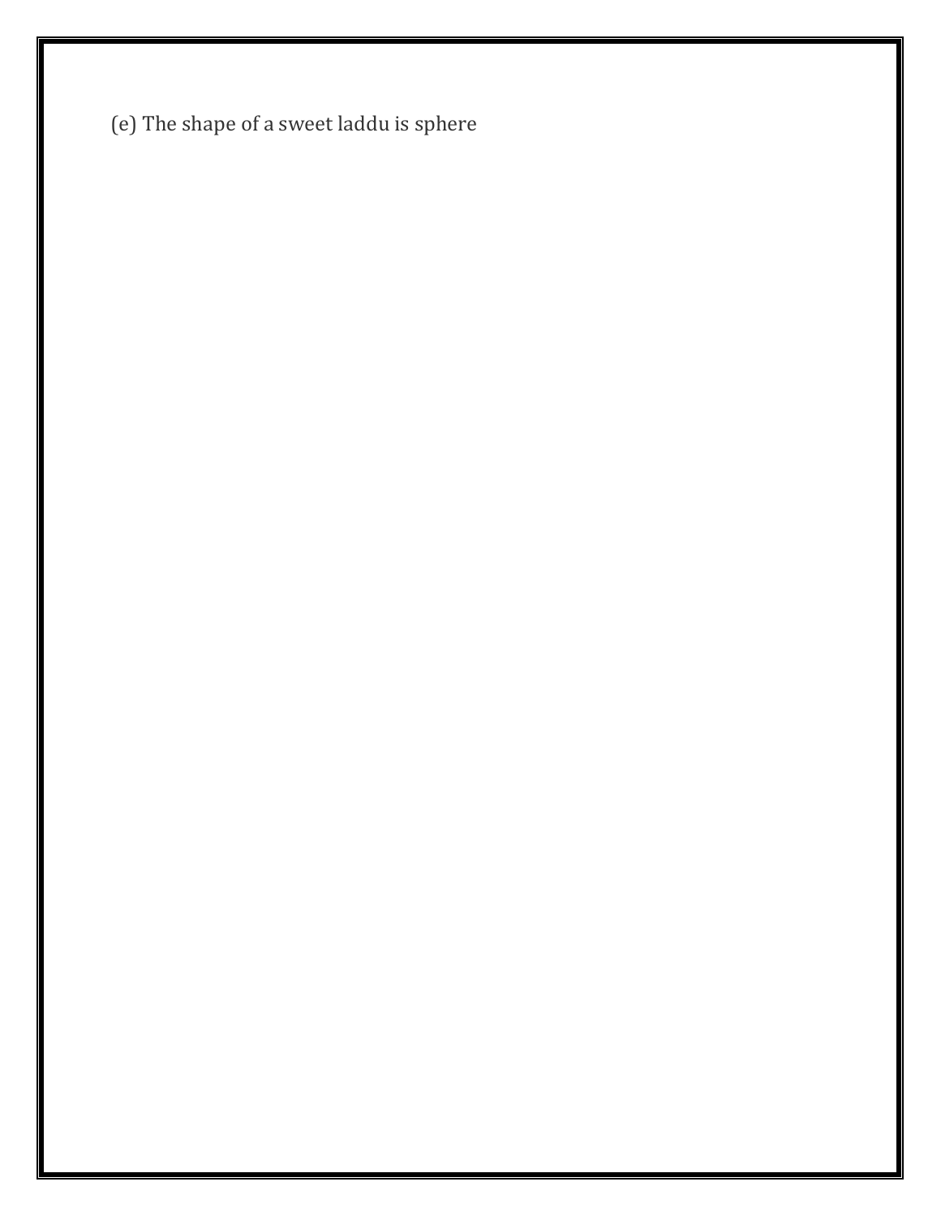(e) The shape of a sweet laddu is sphere